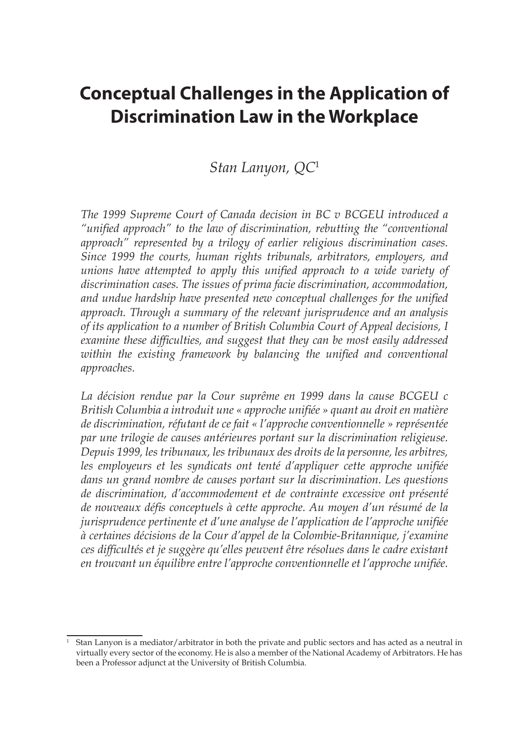# Conceptual Challenges in the Application of Discrimination Law in the Workplace

*Stan Lanyon, QC*[1]

*The 1999 Supreme Court of Canada decision in BC v BCGEU introduced a "unified approach" to the law of discrimination, rebutting the "conventional approach" represented by a trilogy of earlier religious discrimination cases. Since 1999 the courts, human rights tribunals, arbitrators, employers, and unions have attempted to apply this unified approach to a wide variety of discrimination cases. The issues of prima facie discrimination, accommodation, and undue hardship have presented new conceptual challenges for the unified approach. Through a summary of the relevant jurisprudence and an analysis of its application to a number of British Columbia Court of Appeal decisions, I examine these difficulties, and suggest that they can be most easily addressed within the existing framework by balancing the unified and conventional approaches.*

*La décision rendue par la Cour suprême en 1999 dans la cause BCGEU c British Columbia a introduit une « approche unifiée » quant au droit en matière de discrimination, réfutant de ce fait « l'approche conventionnelle » représentée par une trilogie de causes antérieures portant sur la discrimination religieuse. Depuis 1999, les tribunaux, les tribunaux des droits de la personne, les arbitres, les employeurs et les syndicats ont tenté d'appliquer cette approche unifiée dans un grand nombre de causes portant sur la discrimination. Les questions de discrimination, d'accommodement et de contrainte excessive ont présenté de nouveaux défis conceptuels à cette approche. Au moyen d'un résumé de la jurisprudence pertinente et d'une analyse de l'application de l'approche unifiée à certaines décisions de la Cour d'appel de la Colombie-Britannique, j'examine ces difficultés et je suggère qu'elles peuvent être résolues dans le cadre existant en trouvant un équilibre entre l'approche conventionnelle et l'approche unifiée.*

---

[1] Stan Lanyon is a mediator/arbitrator in both the private and public sectors and has acted as a neutral in virtually every sector of the economy. He is also a member of the National Academy of Arbitrators. He has been a Professor adjunct at the University of British Columbia.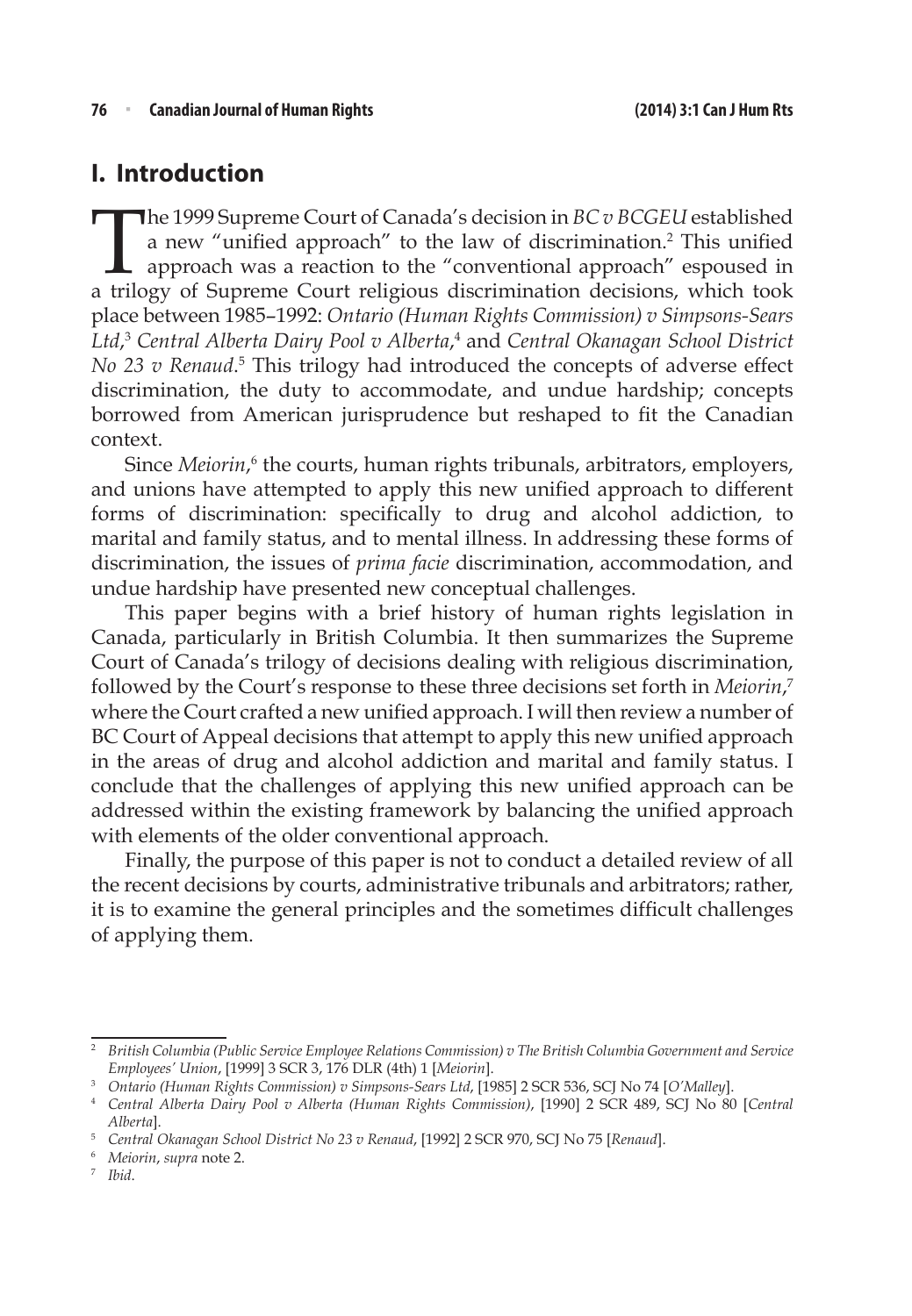## I. Introduction

The 1999 Supreme Court of Canada's decision in *BC v BCGEU* established a new "unified approach" to the law of discrimination.[2] This unified approach was a reaction to the "conventional approach" espoused in a trilogy of Supreme Court religious discrimination decisions, which took place between 1985–1992: *Ontario (Human Rights Commission) v Simpsons-Sears Ltd*,[3] *Central Alberta Dairy Pool v Alberta*,[4] and *Central Okanagan School District No 23 v Renaud*.[5] This trilogy had introduced the concepts of adverse effect discrimination, the duty to accommodate, and undue hardship; concepts borrowed from American jurisprudence but reshaped to fit the Canadian context.

Since *Meiorin*,[6] the courts, human rights tribunals, arbitrators, employers, and unions have attempted to apply this new unified approach to different forms of discrimination: specifically to drug and alcohol addiction, to marital and family status, and to mental illness. In addressing these forms of discrimination, the issues of *prima facie* discrimination, accommodation, and undue hardship have presented new conceptual challenges.

This paper begins with a brief history of human rights legislation in Canada, particularly in British Columbia. It then summarizes the Supreme Court of Canada's trilogy of decisions dealing with religious discrimination, followed by the Court's response to these three decisions set forth in *Meiorin*,[7] where the Court crafted a new unified approach. I will then review a number of BC Court of Appeal decisions that attempt to apply this new unified approach in the areas of drug and alcohol addiction and marital and family status. I conclude that the challenges of applying this new unified approach can be addressed within the existing framework by balancing the unified approach with elements of the older conventional approach.

Finally, the purpose of this paper is not to conduct a detailed review of all the recent decisions by courts, administrative tribunals and arbitrators; rather, it is to examine the general principles and the sometimes difficult challenges of applying them.

---

[2] *British Columbia (Public Service Employee Relations Commission) v The British Columbia Government and Service Employees' Union*, [1999] 3 SCR 3, 176 DLR (4th) 1 [*Meiorin*].

[3] *Ontario (Human Rights Commission) v Simpsons-Sears Ltd*, [1985] 2 SCR 536, SCJ No 74 [*O'Malley*].

[4] *Central Alberta Dairy Pool v Alberta (Human Rights Commission)*, [1990] 2 SCR 489, SCJ No 80 [*Central Alberta*].

[5] *Central Okanagan School District No 23 v Renaud*, [1992] 2 SCR 970, SCJ No 75 [*Renaud*].

[6] *Meiorin*, *supra* note 2.

[7] *Ibid*.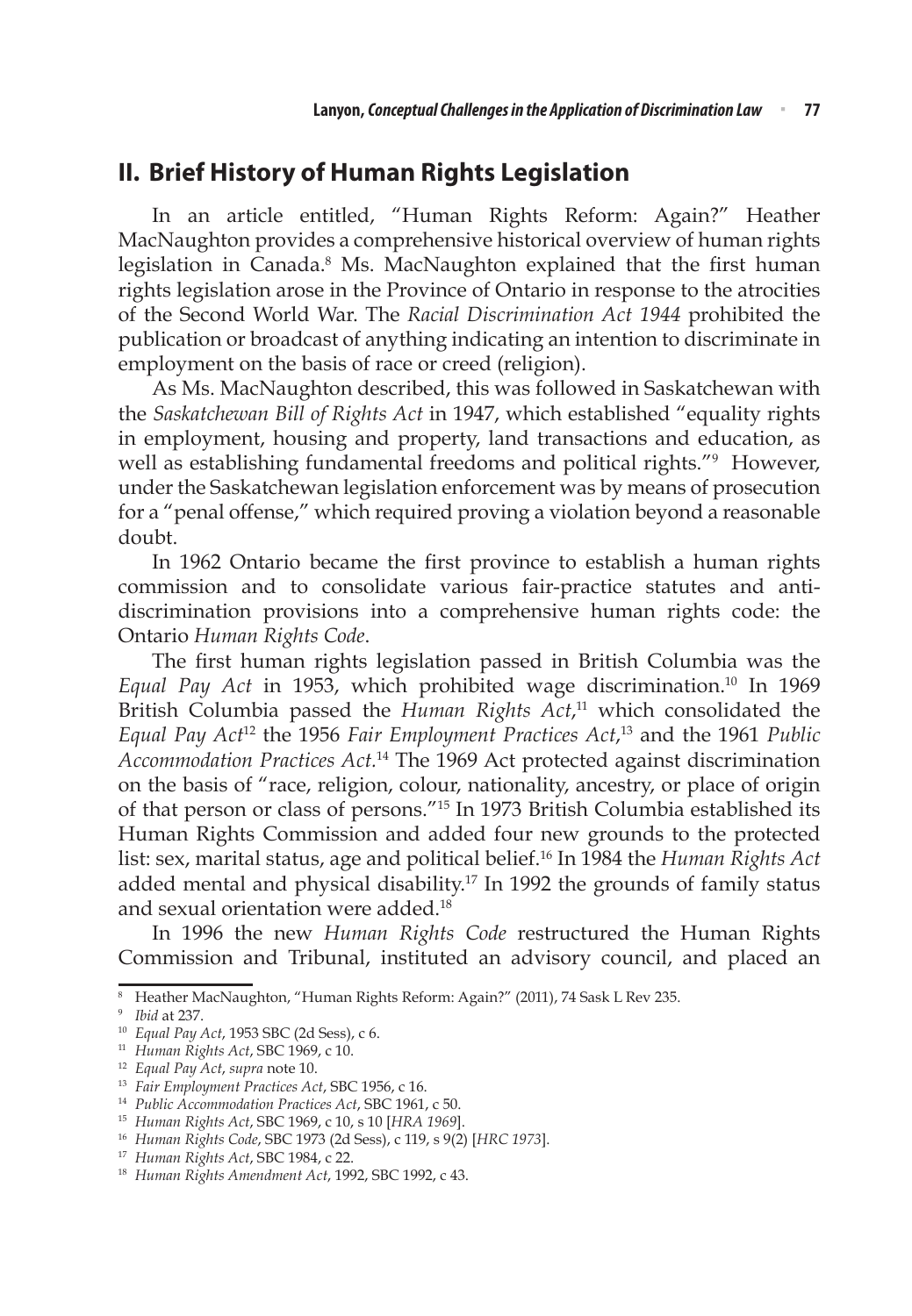## II. Brief History of Human Rights Legislation

In an article entitled, "Human Rights Reform: Again?" Heather MacNaughton provides a comprehensive historical overview of human rights legislation in Canada.[8] Ms. MacNaughton explained that the first human rights legislation arose in the Province of Ontario in response to the atrocities of the Second World War. The *Racial Discrimination Act 1944* prohibited the publication or broadcast of anything indicating an intention to discriminate in employment on the basis of race or creed (religion).

As Ms. MacNaughton described, this was followed in Saskatchewan with the *Saskatchewan Bill of Rights Act* in 1947, which established "equality rights in employment, housing and property, land transactions and education, as well as establishing fundamental freedoms and political rights."[9] However, under the Saskatchewan legislation enforcement was by means of prosecution for a "penal offense," which required proving a violation beyond a reasonable doubt.

In 1962 Ontario became the first province to establish a human rights commission and to consolidate various fair-practice statutes and anti-discrimination provisions into a comprehensive human rights code: the Ontario *Human Rights Code*.

The first human rights legislation passed in British Columbia was the *Equal Pay Act* in 1953, which prohibited wage discrimination.[10] In 1969 British Columbia passed the *Human Rights Act*,[11] which consolidated the *Equal Pay Act*[12] the 1956 *Fair Employment Practices Act*,[13] and the 1961 *Public Accommodation Practices Act.*[14] The 1969 Act protected against discrimination on the basis of "race, religion, colour, nationality, ancestry, or place of origin of that person or class of persons."[15] In 1973 British Columbia established its Human Rights Commission and added four new grounds to the protected list: sex, marital status, age and political belief.[16] In 1984 the *Human Rights Act* added mental and physical disability.[17] In 1992 the grounds of family status and sexual orientation were added.[18]

In 1996 the new *Human Rights Code* restructured the Human Rights Commission and Tribunal, instituted an advisory council, and placed an

---

[8] Heather MacNaughton, "Human Rights Reform: Again?" (2011), 74 Sask L Rev 235.

[9] *Ibid* at 237.

[10] *Equal Pay Act*, 1953 SBC (2d Sess), c 6.

[11] *Human Rights Act*, SBC 1969, c 10.

[12] *Equal Pay Act*, *supra* note 10.

[13] *Fair Employment Practices Act*, SBC 1956, c 16.

[14] *Public Accommodation Practices Act*, SBC 1961, c 50.

[15] *Human Rights Act*, SBC 1969, c 10, s 10 [*HRA 1969*].

[16] *Human Rights Code*, SBC 1973 (2d Sess), c 119, s 9(2) [*HRC 1973*].

[17] *Human Rights Act*, SBC 1984, c 22.

[18] *Human Rights Amendment Act*, 1992, SBC 1992, c 43.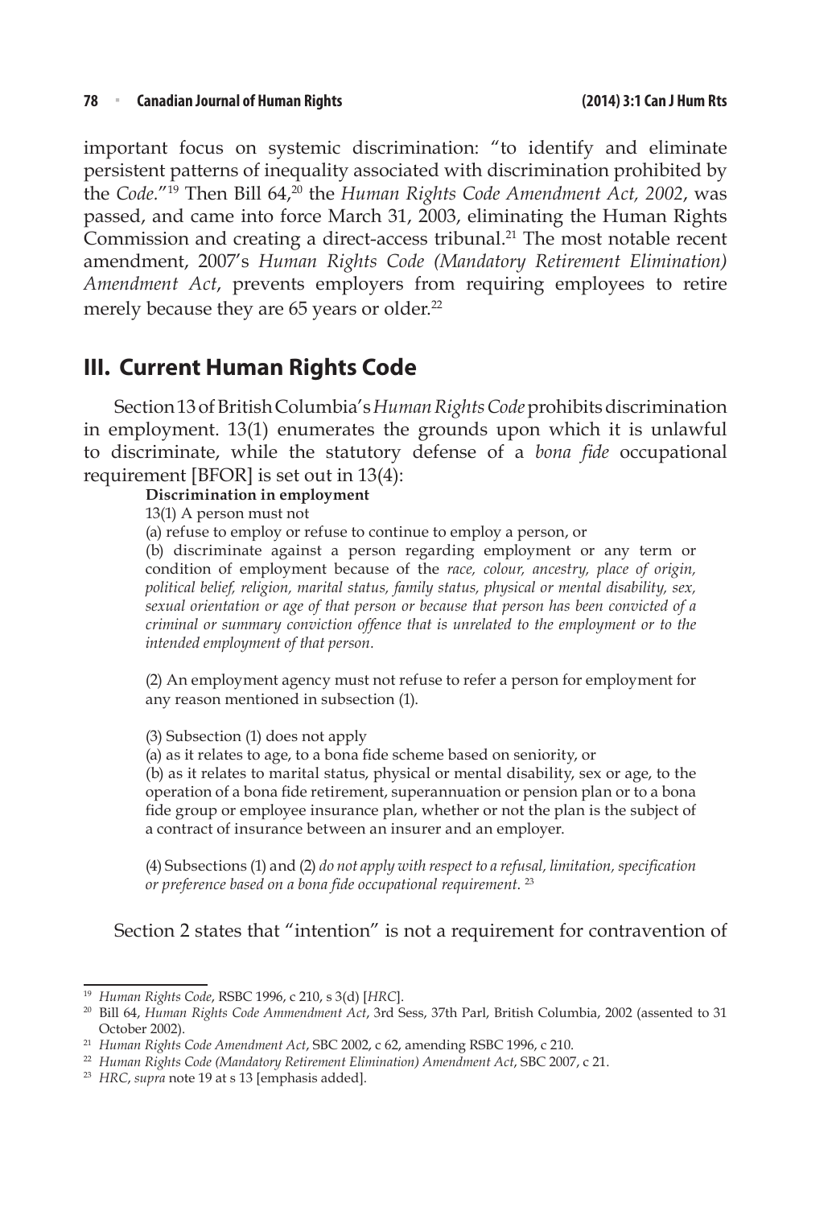important focus on systemic discrimination: "to identify and eliminate persistent patterns of inequality associated with discrimination prohibited by the *Code*."[19] Then Bill 64,[20] the *Human Rights Code Amendment Act, 2002*, was passed, and came into force March 31, 2003, eliminating the Human Rights Commission and creating a direct-access tribunal.[21] The most notable recent amendment, 2007's *Human Rights Code (Mandatory Retirement Elimination) Amendment Act*, prevents employers from requiring employees to retire merely because they are 65 years or older.[22]

## III. Current Human Rights Code

Section 13 of British Columbia's *Human Rights Code* prohibits discrimination in employment. 13(1) enumerates the grounds upon which it is unlawful to discriminate, while the statutory defense of a *bona fide* occupational requirement [BFOR] is set out in 13(4):

> **Discrimination in employment**
>
> 13(1) A person must not
>
> (a) refuse to employ or refuse to continue to employ a person, or
>
> (b) discriminate against a person regarding employment or any term or condition of employment because of the *race, colour, ancestry, place of origin, political belief, religion, marital status, family status, physical or mental disability, sex, sexual orientation or age of that person or because that person has been convicted of a criminal or summary conviction offence that is unrelated to the employment or to the intended employment of that person*.
>
> (2) An employment agency must not refuse to refer a person for employment for any reason mentioned in subsection (1).
>
> (3) Subsection (1) does not apply
>
> (a) as it relates to age, to a bona fide scheme based on seniority, or
>
> (b) as it relates to marital status, physical or mental disability, sex or age, to the operation of a bona fide retirement, superannuation or pension plan or to a bona fide group or employee insurance plan, whether or not the plan is the subject of a contract of insurance between an insurer and an employer.
>
> (4) Subsections (1) and (2) *do not apply with respect to a refusal, limitation, specification or preference based on a bona fide occupational requirement.*[23]

Section 2 states that "intention" is not a requirement for contravention of

---

[19] *Human Rights Code*, RSBC 1996, c 210, s 3(d) [*HRC*].

[20] Bill 64, *Human Rights Code Ammendment Act*, 3rd Sess, 37th Parl, British Columbia, 2002 (assented to 31 October 2002).

[21] *Human Rights Code Amendment Act*, SBC 2002, c 62, amending RSBC 1996, c 210.

[22] *Human Rights Code (Mandatory Retirement Elimination) Amendment Act*, SBC 2007, c 21.

[23] *HRC*, *supra* note 19 at s 13 [emphasis added].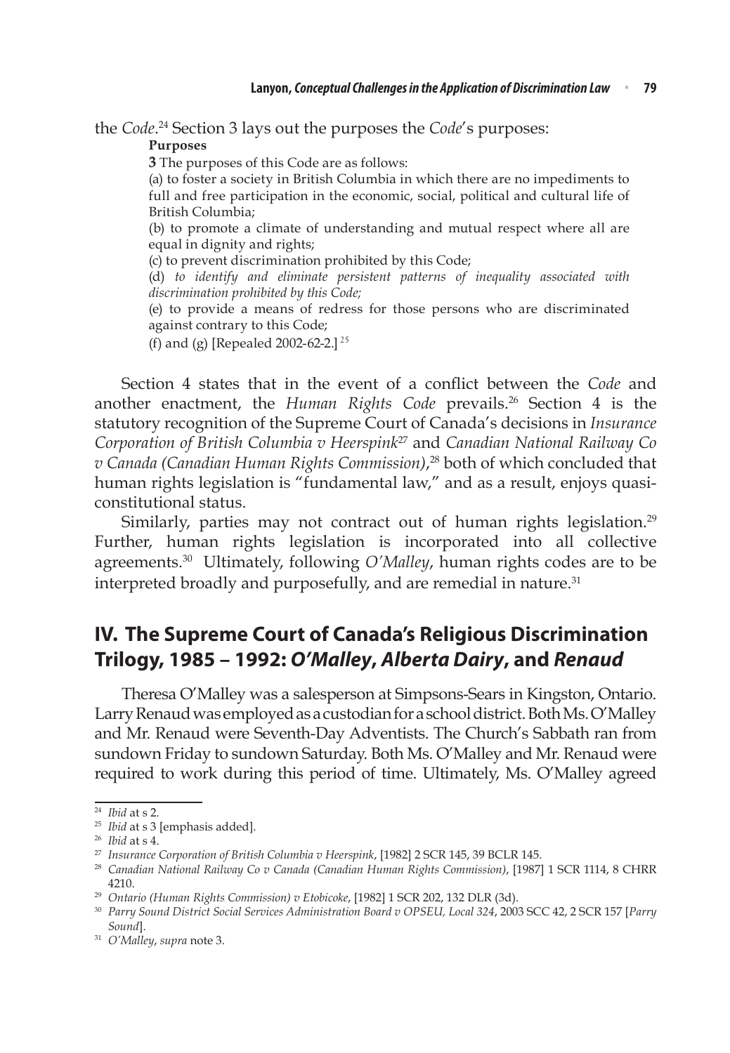the *Code*.[24] Section 3 lays out the purposes the *Code*'s purposes:

> **Purposes**
>
> **3** The purposes of this Code are as follows:
>
> (a) to foster a society in British Columbia in which there are no impediments to full and free participation in the economic, social, political and cultural life of British Columbia;
>
> (b) to promote a climate of understanding and mutual respect where all are equal in dignity and rights;
>
> (c) to prevent discrimination prohibited by this Code;
>
> (d) *to identify and eliminate persistent patterns of inequality associated with discrimination prohibited by this Code;*
>
> (e) to provide a means of redress for those persons who are discriminated against contrary to this Code;
>
> (f) and (g) [Repealed 2002-62-2.][25]

Section 4 states that in the event of a conflict between the *Code* and another enactment, the *Human Rights Code* prevails.[26] Section 4 is the statutory recognition of the Supreme Court of Canada's decisions in *Insurance Corporation of British Columbia v Heerspink*[27] and *Canadian National Railway Co v Canada (Canadian Human Rights Commission)*,[28] both of which concluded that human rights legislation is "fundamental law," and as a result, enjoys quasi-constitutional status.

Similarly, parties may not contract out of human rights legislation.[29] Further, human rights legislation is incorporated into all collective agreements.[30] Ultimately, following *O'Malley*, human rights codes are to be interpreted broadly and purposefully, and are remedial in nature.[31]

## IV. The Supreme Court of Canada's Religious Discrimination Trilogy, 1985 – 1992: *O'Malley*, *Alberta Dairy*, and *Renaud*

Theresa O'Malley was a salesperson at Simpsons-Sears in Kingston, Ontario. Larry Renaud was employed as a custodian for a school district. Both Ms. O'Malley and Mr. Renaud were Seventh-Day Adventists. The Church's Sabbath ran from sundown Friday to sundown Saturday. Both Ms. O'Malley and Mr. Renaud were required to work during this period of time. Ultimately, Ms. O'Malley agreed

---

[24] *Ibid* at s 2.

[25] *Ibid* at s 3 [emphasis added].

[26] *Ibid* at s 4.

[27] *Insurance Corporation of British Columbia v Heerspink*, [1982] 2 SCR 145, 39 BCLR 145.

[28] *Canadian National Railway Co v Canada (Canadian Human Rights Commission)*, [1987] 1 SCR 1114, 8 CHRR 4210.

[29] *Ontario (Human Rights Commission) v Etobicoke*, [1982] 1 SCR 202, 132 DLR (3d).

[30] *Parry Sound District Social Services Administration Board v OPSEU, Local 324*, 2003 SCC 42, 2 SCR 157 [*Parry Sound*].

[31] *O'Malley*, *supra* note 3.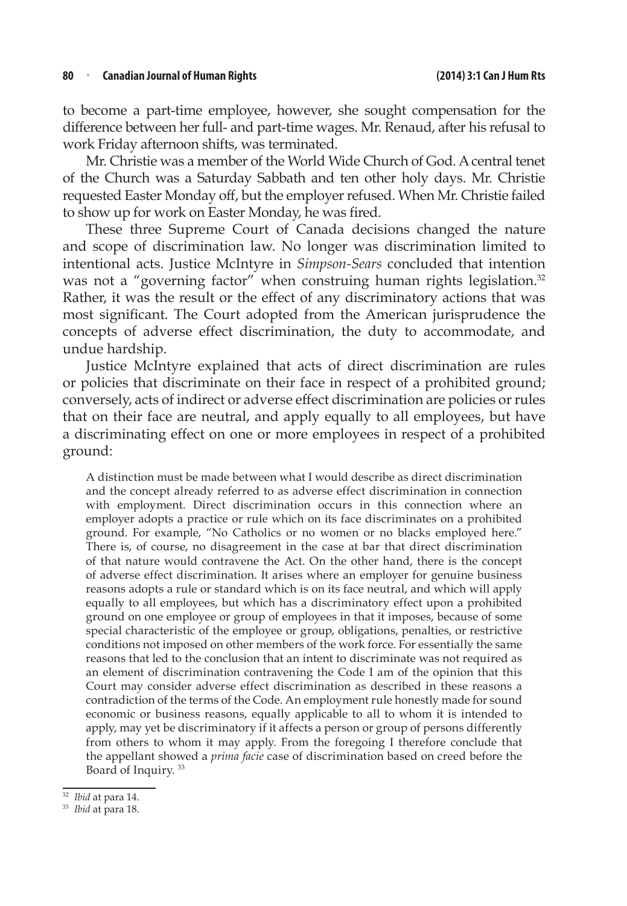to become a part-time employee, however, she sought compensation for the difference between her full- and part-time wages. Mr. Renaud, after his refusal to work Friday afternoon shifts, was terminated.

Mr. Christie was a member of the World Wide Church of God. A central tenet of the Church was a Saturday Sabbath and ten other holy days. Mr. Christie requested Easter Monday off, but the employer refused. When Mr. Christie failed to show up for work on Easter Monday, he was fired.

These three Supreme Court of Canada decisions changed the nature and scope of discrimination law. No longer was discrimination limited to intentional acts. Justice McIntyre in *Simpson-Sears* concluded that intention was not a "governing factor" when construing human rights legislation.[32] Rather, it was the result or the effect of any discriminatory actions that was most significant. The Court adopted from the American jurisprudence the concepts of adverse effect discrimination, the duty to accommodate, and undue hardship.

Justice McIntyre explained that acts of direct discrimination are rules or policies that discriminate on their face in respect of a prohibited ground; conversely, acts of indirect or adverse effect discrimination are policies or rules that on their face are neutral, and apply equally to all employees, but have a discriminating effect on one or more employees in respect of a prohibited ground:

> A distinction must be made between what I would describe as direct discrimination and the concept already referred to as adverse effect discrimination in connection with employment. Direct discrimination occurs in this connection where an employer adopts a practice or rule which on its face discriminates on a prohibited ground. For example, "No Catholics or no women or no blacks employed here." There is, of course, no disagreement in the case at bar that direct discrimination of that nature would contravene the Act. On the other hand, there is the concept of adverse effect discrimination. It arises where an employer for genuine business reasons adopts a rule or standard which is on its face neutral, and which will apply equally to all employees, but which has a discriminatory effect upon a prohibited ground on one employee or group of employees in that it imposes, because of some special characteristic of the employee or group, obligations, penalties, or restrictive conditions not imposed on other members of the work force. For essentially the same reasons that led to the conclusion that an intent to discriminate was not required as an element of discrimination contravening the Code I am of the opinion that this Court may consider adverse effect discrimination as described in these reasons a contradiction of the terms of the Code. An employment rule honestly made for sound economic or business reasons, equally applicable to all to whom it is intended to apply, may yet be discriminatory if it affects a person or group of persons differently from others to whom it may apply. From the foregoing I therefore conclude that the appellant showed a *prima facie* case of discrimination based on creed before the Board of Inquiry.[33]

---

[32] *Ibid* at para 14.

[33] *Ibid* at para 18.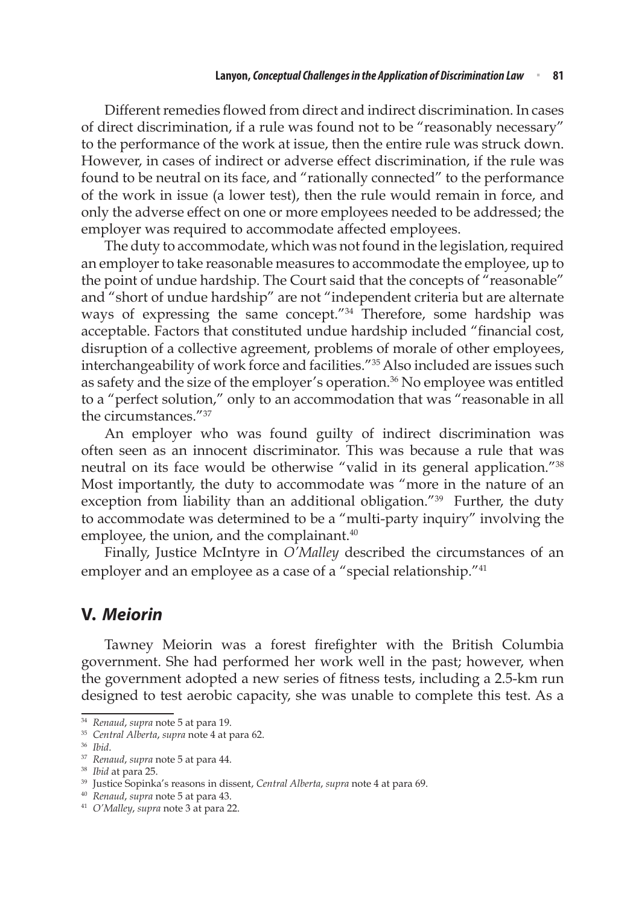Different remedies flowed from direct and indirect discrimination. In cases of direct discrimination, if a rule was found not to be "reasonably necessary" to the performance of the work at issue, then the entire rule was struck down. However, in cases of indirect or adverse effect discrimination, if the rule was found to be neutral on its face, and "rationally connected" to the performance of the work in issue (a lower test), then the rule would remain in force, and only the adverse effect on one or more employees needed to be addressed; the employer was required to accommodate affected employees.

The duty to accommodate, which was not found in the legislation, required an employer to take reasonable measures to accommodate the employee, up to the point of undue hardship. The Court said that the concepts of "reasonable" and "short of undue hardship" are not "independent criteria but are alternate ways of expressing the same concept."[34] Therefore, some hardship was acceptable. Factors that constituted undue hardship included "financial cost, disruption of a collective agreement, problems of morale of other employees, interchangeability of work force and facilities."[35] Also included are issues such as safety and the size of the employer's operation.[36] No employee was entitled to a "perfect solution," only to an accommodation that was "reasonable in all the circumstances."[37]

An employer who was found guilty of indirect discrimination was often seen as an innocent discriminator. This was because a rule that was neutral on its face would be otherwise "valid in its general application."[38] Most importantly, the duty to accommodate was "more in the nature of an exception from liability than an additional obligation."[39] Further, the duty to accommodate was determined to be a "multi-party inquiry" involving the employee, the union, and the complainant.[40]

Finally, Justice McIntyre in *O'Malley* described the circumstances of an employer and an employee as a case of a "special relationship."[41]

## V. *Meiorin*

Tawney Meiorin was a forest firefighter with the British Columbia government. She had performed her work well in the past; however, when the government adopted a new series of fitness tests, including a 2.5-km run designed to test aerobic capacity, she was unable to complete this test. As a

---

[34] *Renaud*, *supra* note 5 at para 19.

[35] *Central Alberta*, *supra* note 4 at para 62.

[36] *Ibid*.

[37] *Renaud*, *supra* note 5 at para 44.

[38] *Ibid* at para 25.

[39] Justice Sopinka's reasons in dissent, *Central Alberta*, *supra* note 4 at para 69.

[40] *Renaud*, *supra* note 5 at para 43.

[41] *O'Malley*, *supra* note 3 at para 22.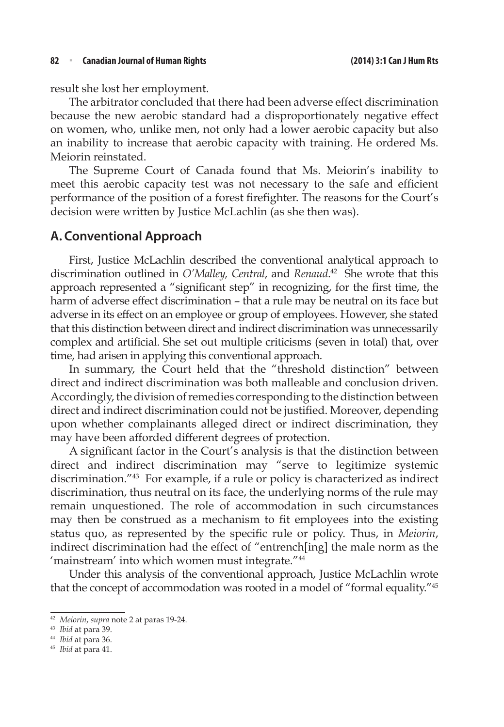result she lost her employment.

The arbitrator concluded that there had been adverse effect discrimination because the new aerobic standard had a disproportionately negative effect on women, who, unlike men, not only had a lower aerobic capacity but also an inability to increase that aerobic capacity with training. He ordered Ms. Meiorin reinstated.

The Supreme Court of Canada found that Ms. Meiorin's inability to meet this aerobic capacity test was not necessary to the safe and efficient performance of the position of a forest firefighter. The reasons for the Court's decision were written by Justice McLachlin (as she then was).

## A. Conventional Approach

First, Justice McLachlin described the conventional analytical approach to discrimination outlined in *O'Malley, Central*, and *Renaud*.[42] She wrote that this approach represented a "significant step" in recognizing, for the first time, the harm of adverse effect discrimination – that a rule may be neutral on its face but adverse in its effect on an employee or group of employees. However, she stated that this distinction between direct and indirect discrimination was unnecessarily complex and artificial. She set out multiple criticisms (seven in total) that, over time, had arisen in applying this conventional approach.

In summary, the Court held that the "threshold distinction" between direct and indirect discrimination was both malleable and conclusion driven. Accordingly, the division of remedies corresponding to the distinction between direct and indirect discrimination could not be justified. Moreover, depending upon whether complainants alleged direct or indirect discrimination, they may have been afforded different degrees of protection.

A significant factor in the Court's analysis is that the distinction between direct and indirect discrimination may "serve to legitimize systemic discrimination."[43] For example, if a rule or policy is characterized as indirect discrimination, thus neutral on its face, the underlying norms of the rule may remain unquestioned. The role of accommodation in such circumstances may then be construed as a mechanism to fit employees into the existing status quo, as represented by the specific rule or policy. Thus, in *Meiorin*, indirect discrimination had the effect of "entrench[ing] the male norm as the 'mainstream' into which women must integrate."[44]

Under this analysis of the conventional approach, Justice McLachlin wrote that the concept of accommodation was rooted in a model of "formal equality."[45]

---

[42] *Meiorin*, *supra* note 2 at paras 19-24.

[43] *Ibid* at para 39.

[44] *Ibid* at para 36.

[45] *Ibid* at para 41.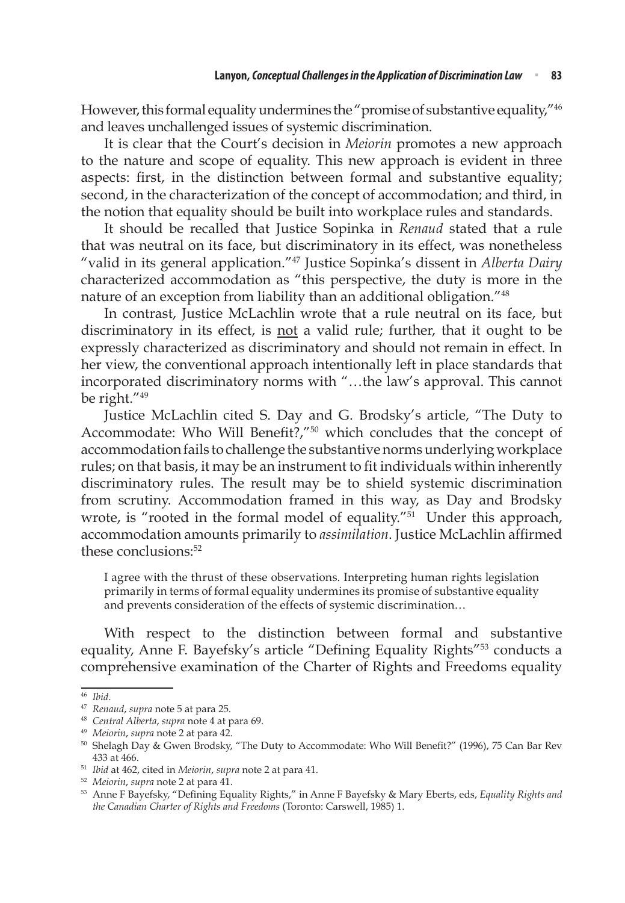However, this formal equality undermines the "promise of substantive equality,"[46] and leaves unchallenged issues of systemic discrimination.

It is clear that the Court's decision in *Meiorin* promotes a new approach to the nature and scope of equality. This new approach is evident in three aspects: first, in the distinction between formal and substantive equality; second, in the characterization of the concept of accommodation; and third, in the notion that equality should be built into workplace rules and standards.

It should be recalled that Justice Sopinka in *Renaud* stated that a rule that was neutral on its face, but discriminatory in its effect, was nonetheless "valid in its general application."[47] Justice Sopinka's dissent in *Alberta Dairy* characterized accommodation as "this perspective, the duty is more in the nature of an exception from liability than an additional obligation."[48]

In contrast, Justice McLachlin wrote that a rule neutral on its face, but discriminatory in its effect, is <u>not</u> a valid rule; further, that it ought to be expressly characterized as discriminatory and should not remain in effect. In her view, the conventional approach intentionally left in place standards that incorporated discriminatory norms with "…the law's approval. This cannot be right."[49]

Justice McLachlin cited S. Day and G. Brodsky's article, "The Duty to Accommodate: Who Will Benefit?,"[50] which concludes that the concept of accommodation fails to challenge the substantive norms underlying workplace rules; on that basis, it may be an instrument to fit individuals within inherently discriminatory rules. The result may be to shield systemic discrimination from scrutiny. Accommodation framed in this way, as Day and Brodsky wrote, is "rooted in the formal model of equality."[51] Under this approach, accommodation amounts primarily to *assimilation*. Justice McLachlin affirmed these conclusions:[52]

> I agree with the thrust of these observations. Interpreting human rights legislation primarily in terms of formal equality undermines its promise of substantive equality and prevents consideration of the effects of systemic discrimination…

With respect to the distinction between formal and substantive equality, Anne F. Bayefsky's article "Defining Equality Rights"[53] conducts a comprehensive examination of the Charter of Rights and Freedoms equality

---

[46] *Ibid.*

[47] *Renaud*, *supra* note 5 at para 25.

[48] *Central Alberta*, *supra* note 4 at para 69.

[49] *Meiorin*, *supra* note 2 at para 42.

[50] Shelagh Day & Gwen Brodsky, "The Duty to Accommodate: Who Will Benefit?" (1996), 75 Can Bar Rev 433 at 466.

[51] *Ibid* at 462, cited in *Meiorin*, *supra* note 2 at para 41.

[52] *Meiorin*, *supra* note 2 at para 41.

[53] Anne F Bayefsky, "Defining Equality Rights," in Anne F Bayefsky & Mary Eberts, eds, *Equality Rights and the Canadian Charter of Rights and Freedoms* (Toronto: Carswell, 1985) 1.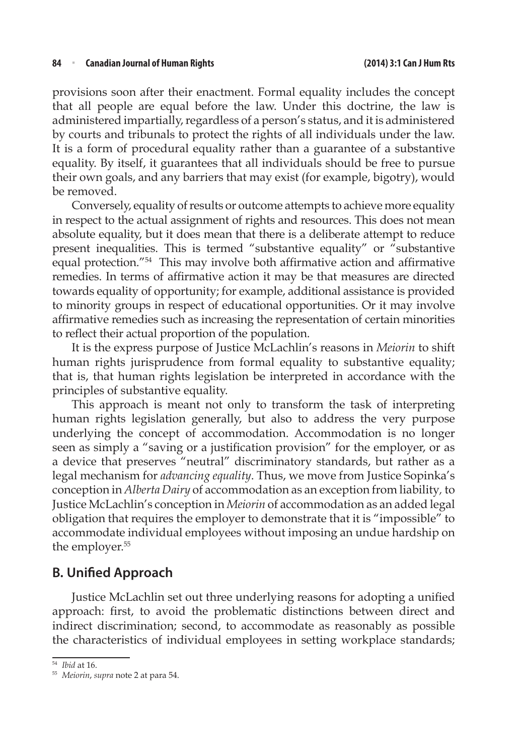provisions soon after their enactment. Formal equality includes the concept that all people are equal before the law. Under this doctrine, the law is administered impartially, regardless of a person's status, and it is administered by courts and tribunals to protect the rights of all individuals under the law. It is a form of procedural equality rather than a guarantee of a substantive equality. By itself, it guarantees that all individuals should be free to pursue their own goals, and any barriers that may exist (for example, bigotry), would be removed.

Conversely, equality of results or outcome attempts to achieve more equality in respect to the actual assignment of rights and resources. This does not mean absolute equality, but it does mean that there is a deliberate attempt to reduce present inequalities. This is termed "substantive equality" or "substantive equal protection."[54] This may involve both affirmative action and affirmative remedies. In terms of affirmative action it may be that measures are directed towards equality of opportunity; for example, additional assistance is provided to minority groups in respect of educational opportunities. Or it may involve affirmative remedies such as increasing the representation of certain minorities to reflect their actual proportion of the population.

It is the express purpose of Justice McLachlin's reasons in *Meiorin* to shift human rights jurisprudence from formal equality to substantive equality; that is, that human rights legislation be interpreted in accordance with the principles of substantive equality.

This approach is meant not only to transform the task of interpreting human rights legislation generally, but also to address the very purpose underlying the concept of accommodation. Accommodation is no longer seen as simply a "saving or a justification provision" for the employer, or as a device that preserves "neutral" discriminatory standards, but rather as a legal mechanism for *advancing equality*. Thus, we move from Justice Sopinka's conception in *Alberta Dairy* of accommodation as an exception from liability, to Justice McLachlin's conception in *Meiorin* of accommodation as an added legal obligation that requires the employer to demonstrate that it is "impossible" to accommodate individual employees without imposing an undue hardship on the employer.[55]

## B. Unified Approach

Justice McLachlin set out three underlying reasons for adopting a unified approach: first, to avoid the problematic distinctions between direct and indirect discrimination; second, to accommodate as reasonably as possible the characteristics of individual employees in setting workplace standards;

---

[54] *Ibid* at 16.

[55] *Meiorin*, *supra* note 2 at para 54.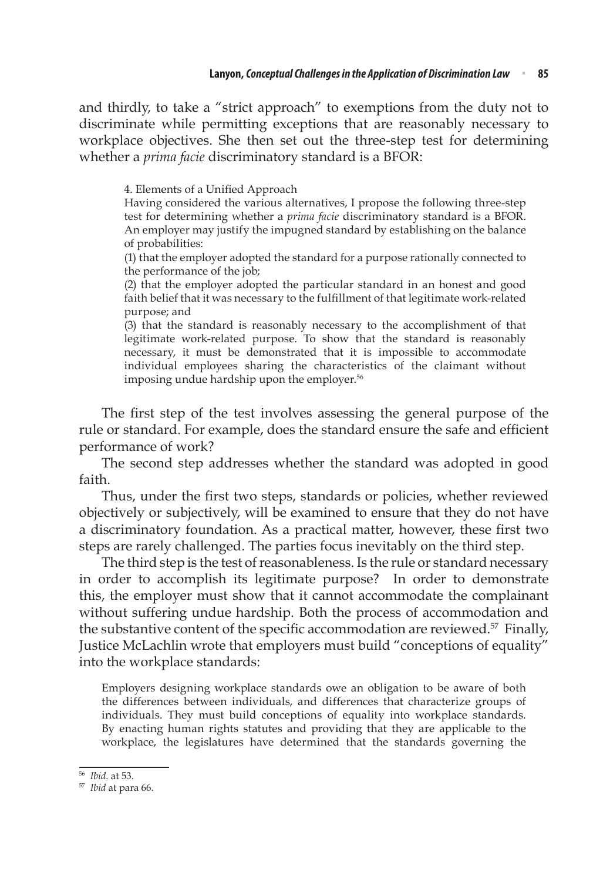and thirdly, to take a "strict approach" to exemptions from the duty not to discriminate while permitting exceptions that are reasonably necessary to workplace objectives. She then set out the three-step test for determining whether a *prima facie* discriminatory standard is a BFOR:

> 4. Elements of a Unified Approach
>
> Having considered the various alternatives, I propose the following three-step test for determining whether a *prima facie* discriminatory standard is a BFOR. An employer may justify the impugned standard by establishing on the balance of probabilities:
>
> (1) that the employer adopted the standard for a purpose rationally connected to the performance of the job;
>
> (2) that the employer adopted the particular standard in an honest and good faith belief that it was necessary to the fulfillment of that legitimate work-related purpose; and
>
> (3) that the standard is reasonably necessary to the accomplishment of that legitimate work-related purpose. To show that the standard is reasonably necessary, it must be demonstrated that it is impossible to accommodate individual employees sharing the characteristics of the claimant without imposing undue hardship upon the employer.[56]

The first step of the test involves assessing the general purpose of the rule or standard. For example, does the standard ensure the safe and efficient performance of work?

The second step addresses whether the standard was adopted in good faith.

Thus, under the first two steps, standards or policies, whether reviewed objectively or subjectively, will be examined to ensure that they do not have a discriminatory foundation. As a practical matter, however, these first two steps are rarely challenged. The parties focus inevitably on the third step.

The third step is the test of reasonableness. Is the rule or standard necessary in order to accomplish its legitimate purpose? In order to demonstrate this, the employer must show that it cannot accommodate the complainant without suffering undue hardship. Both the process of accommodation and the substantive content of the specific accommodation are reviewed.[57] Finally, Justice McLachlin wrote that employers must build "conceptions of equality" into the workplace standards:

> Employers designing workplace standards owe an obligation to be aware of both the differences between individuals, and differences that characterize groups of individuals. They must build conceptions of equality into workplace standards. By enacting human rights statutes and providing that they are applicable to the workplace, the legislatures have determined that the standards governing the

---

[56] *Ibid*. at 53.

[57] *Ibid* at para 66.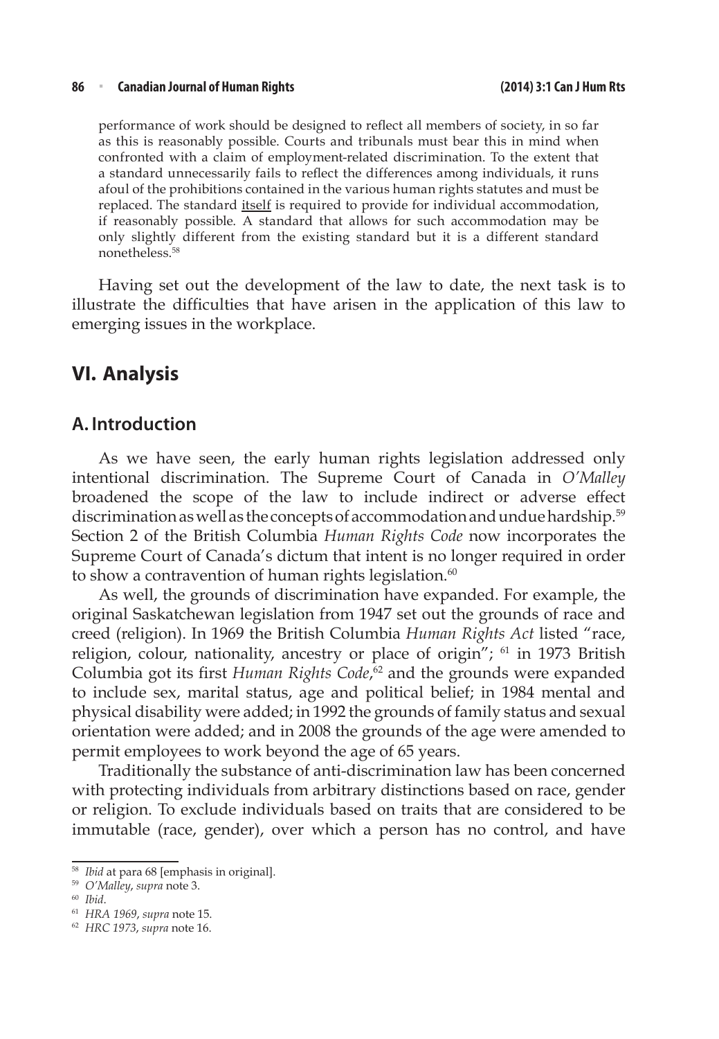> performance of work should be designed to reflect all members of society, in so far as this is reasonably possible. Courts and tribunals must bear this in mind when confronted with a claim of employment-related discrimination. To the extent that a standard unnecessarily fails to reflect the differences among individuals, it runs afoul of the prohibitions contained in the various human rights statutes and must be replaced. The standard itself is required to provide for individual accommodation, if reasonably possible. A standard that allows for such accommodation may be only slightly different from the existing standard but it is a different standard nonetheless.[58]

Having set out the development of the law to date, the next task is to illustrate the difficulties that have arisen in the application of this law to emerging issues in the workplace.

## VI. Analysis

### A. Introduction

As we have seen, the early human rights legislation addressed only intentional discrimination. The Supreme Court of Canada in *O'Malley* broadened the scope of the law to include indirect or adverse effect discrimination as well as the concepts of accommodation and undue hardship.[59] Section 2 of the British Columbia *Human Rights Code* now incorporates the Supreme Court of Canada's dictum that intent is no longer required in order to show a contravention of human rights legislation.[60]

As well, the grounds of discrimination have expanded. For example, the original Saskatchewan legislation from 1947 set out the grounds of race and creed (religion). In 1969 the British Columbia *Human Rights Act* listed "race, religion, colour, nationality, ancestry or place of origin"; [61] in 1973 British Columbia got its first *Human Rights Code*,[62] and the grounds were expanded to include sex, marital status, age and political belief; in 1984 mental and physical disability were added; in 1992 the grounds of family status and sexual orientation were added; and in 2008 the grounds of the age were amended to permit employees to work beyond the age of 65 years.

Traditionally the substance of anti-discrimination law has been concerned with protecting individuals from arbitrary distinctions based on race, gender or religion. To exclude individuals based on traits that are considered to be immutable (race, gender), over which a person has no control, and have

---

[58] *Ibid* at para 68 [emphasis in original].

[59] *O'Malley*, *supra* note 3.

[60] *Ibid*.

[61] *HRA 1969*, *supra* note 15.

[62] *HRC 1973*, *supra* note 16.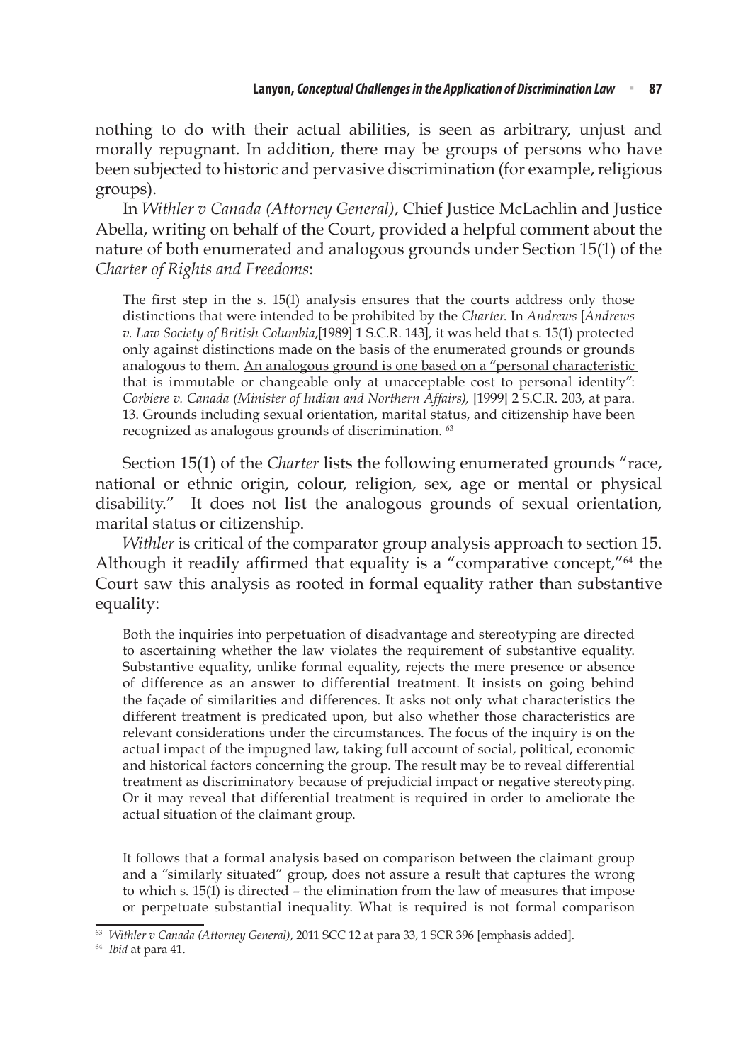nothing to do with their actual abilities, is seen as arbitrary, unjust and morally repugnant. In addition, there may be groups of persons who have been subjected to historic and pervasive discrimination (for example, religious groups).

In *Withler v Canada (Attorney General)*, Chief Justice McLachlin and Justice Abella, writing on behalf of the Court, provided a helpful comment about the nature of both enumerated and analogous grounds under Section 15(1) of the *Charter of Rights and Freedoms*:

> The first step in the s. 15(1) analysis ensures that the courts address only those distinctions that were intended to be prohibited by the *Charter*. In *Andrews* [*Andrews v. Law Society of British Columbia*,[1989] 1 S.C.R. 143], it was held that s. 15(1) protected only against distinctions made on the basis of the enumerated grounds or grounds analogous to them. <u>An analogous ground is one based on a "personal characteristic that is immutable or changeable only at unacceptable cost to personal identity"</u>: *Corbiere v. Canada (Minister of Indian and Northern Affairs),* [1999] 2 S.C.R. 203, at para. 13. Grounds including sexual orientation, marital status, and citizenship have been recognized as analogous grounds of discrimination. [63]

Section 15(1) of the *Charter* lists the following enumerated grounds "race, national or ethnic origin, colour, religion, sex, age or mental or physical disability." It does not list the analogous grounds of sexual orientation, marital status or citizenship.

*Withler* is critical of the comparator group analysis approach to section 15. Although it readily affirmed that equality is a "comparative concept,"[64] the Court saw this analysis as rooted in formal equality rather than substantive equality:

> Both the inquiries into perpetuation of disadvantage and stereotyping are directed to ascertaining whether the law violates the requirement of substantive equality. Substantive equality, unlike formal equality, rejects the mere presence or absence of difference as an answer to differential treatment. It insists on going behind the façade of similarities and differences. It asks not only what characteristics the different treatment is predicated upon, but also whether those characteristics are relevant considerations under the circumstances. The focus of the inquiry is on the actual impact of the impugned law, taking full account of social, political, economic and historical factors concerning the group. The result may be to reveal differential treatment as discriminatory because of prejudicial impact or negative stereotyping. Or it may reveal that differential treatment is required in order to ameliorate the actual situation of the claimant group.
>
> It follows that a formal analysis based on comparison between the claimant group and a "similarly situated" group, does not assure a result that captures the wrong to which s. 15(1) is directed – the elimination from the law of measures that impose or perpetuate substantial inequality. What is required is not formal comparison

---

[63] *Withler v Canada (Attorney General)*, 2011 SCC 12 at para 33, 1 SCR 396 [emphasis added].

[64] *Ibid* at para 41.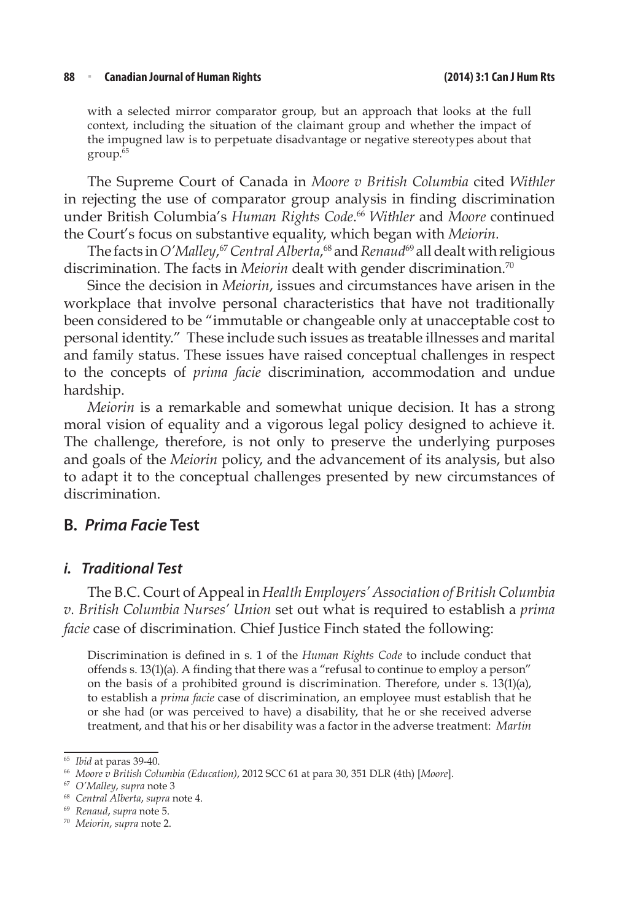> with a selected mirror comparator group, but an approach that looks at the full context, including the situation of the claimant group and whether the impact of the impugned law is to perpetuate disadvantage or negative stereotypes about that group.[65]

The Supreme Court of Canada in *Moore v British Columbia* cited *Withler* in rejecting the use of comparator group analysis in finding discrimination under British Columbia's *Human Rights Code*.[66] *Withler* and *Moore* continued the Court's focus on substantive equality, which began with *Meiorin*.

The facts in *O'Malley*,[67] *Central Alberta*,[68] and *Renaud*[69] all dealt with religious discrimination. The facts in *Meiorin* dealt with gender discrimination.[70]

Since the decision in *Meiorin*, issues and circumstances have arisen in the workplace that involve personal characteristics that have not traditionally been considered to be "immutable or changeable only at unacceptable cost to personal identity." These include such issues as treatable illnesses and marital and family status. These issues have raised conceptual challenges in respect to the concepts of *prima facie* discrimination, accommodation and undue hardship.

*Meiorin* is a remarkable and somewhat unique decision. It has a strong moral vision of equality and a vigorous legal policy designed to achieve it. The challenge, therefore, is not only to preserve the underlying purposes and goals of the *Meiorin* policy, and the advancement of its analysis, but also to adapt it to the conceptual challenges presented by new circumstances of discrimination.

## B. *Prima Facie* Test

### *i. Traditional Test*

The B.C. Court of Appeal in *Health Employers' Association of British Columbia v. British Columbia Nurses' Union* set out what is required to establish a *prima facie* case of discrimination. Chief Justice Finch stated the following:

> Discrimination is defined in s. 1 of the *Human Rights Code* to include conduct that offends s. 13(1)(a). A finding that there was a "refusal to continue to employ a person" on the basis of a prohibited ground is discrimination. Therefore, under s. 13(1)(a), to establish a *prima facie* case of discrimination, an employee must establish that he or she had (or was perceived to have) a disability, that he or she received adverse treatment, and that his or her disability was a factor in the adverse treatment: *Martin*

---

[65] *Ibid* at paras 39-40.

[66] *Moore v British Columbia (Education)*, 2012 SCC 61 at para 30, 351 DLR (4th) [*Moore*].

[67] *O'Malley*, *supra* note 3

[68] *Central Alberta*, *supra* note 4.

[69] *Renaud*, *supra* note 5.

[70] *Meiorin*, *supra* note 2.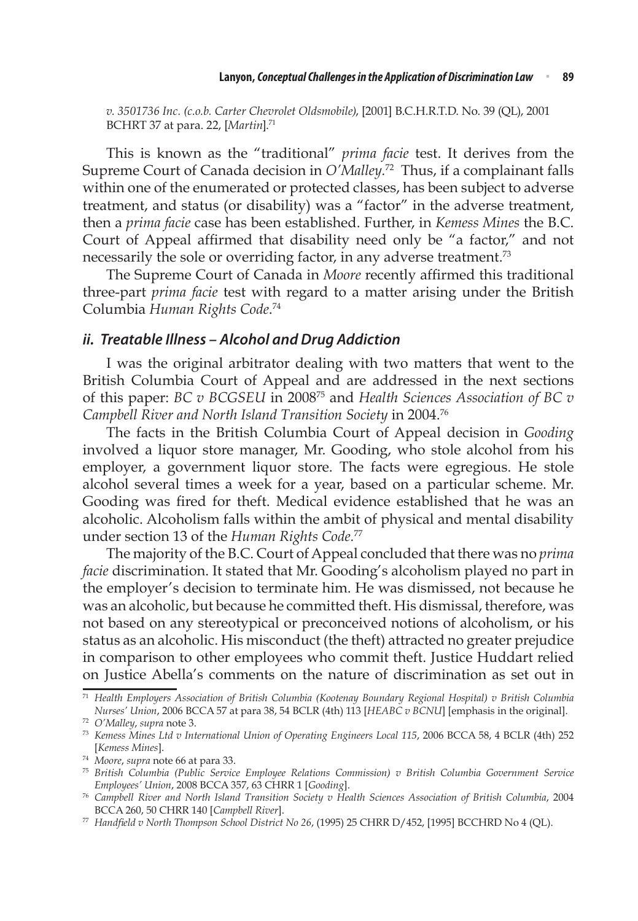*v. 3501736 Inc. (c.o.b. Carter Chevrolet Oldsmobile)*, [2001] B.C.H.R.T.D. No. 39 (QL), 2001 BCHRT 37 at para. 22, [*Martin*].[71]

This is known as the "traditional" *prima facie* test. It derives from the Supreme Court of Canada decision in *O'Malley*.[72] Thus, if a complainant falls within one of the enumerated or protected classes, has been subject to adverse treatment, and status (or disability) was a "factor" in the adverse treatment, then a *prima facie* case has been established. Further, in *Kemess Mines* the B.C. Court of Appeal affirmed that disability need only be "a factor," and not necessarily the sole or overriding factor, in any adverse treatment.[73]

The Supreme Court of Canada in *Moore* recently affirmed this traditional three-part *prima facie* test with regard to a matter arising under the British Columbia *Human Rights Code*.[74]

### *ii. Treatable Illness – Alcohol and Drug Addiction*

I was the original arbitrator dealing with two matters that went to the British Columbia Court of Appeal and are addressed in the next sections of this paper: *BC v BCGSEU* in 2008[75] and *Health Sciences Association of BC v Campbell River and North Island Transition Society* in 2004.[76]

The facts in the British Columbia Court of Appeal decision in *Gooding* involved a liquor store manager, Mr. Gooding, who stole alcohol from his employer, a government liquor store. The facts were egregious. He stole alcohol several times a week for a year, based on a particular scheme. Mr. Gooding was fired for theft. Medical evidence established that he was an alcoholic. Alcoholism falls within the ambit of physical and mental disability under section 13 of the *Human Rights Code*.[77]

The majority of the B.C. Court of Appeal concluded that there was no *prima facie* discrimination. It stated that Mr. Gooding's alcoholism played no part in the employer's decision to terminate him. He was dismissed, not because he was an alcoholic, but because he committed theft. His dismissal, therefore, was not based on any stereotypical or preconceived notions of alcoholism, or his status as an alcoholic. His misconduct (the theft) attracted no greater prejudice in comparison to other employees who commit theft. Justice Huddart relied on Justice Abella's comments on the nature of discrimination as set out in

---

[71] *Health Employers Association of British Columbia (Kootenay Boundary Regional Hospital) v British Columbia Nurses' Union*, 2006 BCCA 57 at para 38, 54 BCLR (4th) 113 [*HEABC v BCNU*] [emphasis in the original].

[72] *O'Malley*, *supra* note 3.

[73] *Kemess Mines Ltd v International Union of Operating Engineers Local 115*, 2006 BCCA 58, 4 BCLR (4th) 252 [*Kemess Mines*].

[74] *Moore*, *supra* note 66 at para 33.

[75] *British Columbia (Public Service Employee Relations Commission) v British Columbia Government Service Employees' Union*, 2008 BCCA 357, 63 CHRR 1 [*Gooding*].

[76] *Campbell River and North Island Transition Society v Health Sciences Association of British Columbia*, 2004 BCCA 260, 50 CHRR 140 [*Campbell River*].

[77] *Handfield v North Thompson School District No 26*, (1995) 25 CHRR D/452, [1995] BCCHRD No 4 (QL).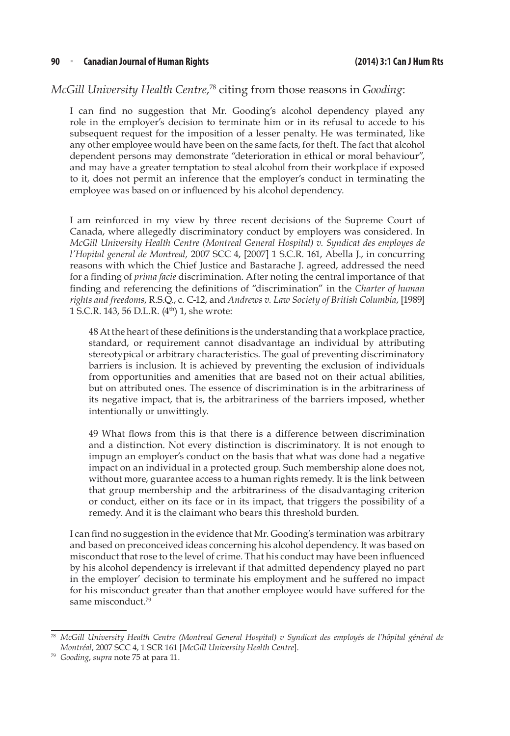*McGill University Health Centre*,[78] citing from those reasons in *Gooding*:

> I can find no suggestion that Mr. Gooding's alcohol dependency played any role in the employer's decision to terminate him or in its refusal to accede to his subsequent request for the imposition of a lesser penalty. He was terminated, like any other employee would have been on the same facts, for theft. The fact that alcohol dependent persons may demonstrate "deterioration in ethical or moral behaviour", and may have a greater temptation to steal alcohol from their workplace if exposed to it, does not permit an inference that the employer's conduct in terminating the employee was based on or influenced by his alcohol dependency.
>
> I am reinforced in my view by three recent decisions of the Supreme Court of Canada, where allegedly discriminatory conduct by employers was considered. In *McGill University Health Centre (Montreal General Hospital) v. Syndicat des employes de l'Hopital general de Montreal,* 2007 SCC 4, [2007] 1 S.C.R. 161, Abella J., in concurring reasons with which the Chief Justice and Bastarache J. agreed, addressed the need for a finding of *prima facie* discrimination. After noting the central importance of that finding and referencing the definitions of "discrimination" in the *Charter of human rights and freedoms*, R.S.Q., c. C-12, and *Andrews v. Law Society of British Columbia*, [1989] 1 S.C.R. 143, 56 D.L.R. (4th) 1, she wrote:
>
>> 48 At the heart of these definitions is the understanding that a workplace practice, standard, or requirement cannot disadvantage an individual by attributing stereotypical or arbitrary characteristics. The goal of preventing discriminatory barriers is inclusion. It is achieved by preventing the exclusion of individuals from opportunities and amenities that are based not on their actual abilities, but on attributed ones. The essence of discrimination is in the arbitrariness of its negative impact, that is, the arbitrariness of the barriers imposed, whether intentionally or unwittingly.
>>
>> 49 What flows from this is that there is a difference between discrimination and a distinction. Not every distinction is discriminatory. It is not enough to impugn an employer's conduct on the basis that what was done had a negative impact on an individual in a protected group. Such membership alone does not, without more, guarantee access to a human rights remedy. It is the link between that group membership and the arbitrariness of the disadvantaging criterion or conduct, either on its face or in its impact, that triggers the possibility of a remedy. And it is the claimant who bears this threshold burden.
>
> I can find no suggestion in the evidence that Mr. Gooding's termination was arbitrary and based on preconceived ideas concerning his alcohol dependency. It was based on misconduct that rose to the level of crime. That his conduct may have been influenced by his alcohol dependency is irrelevant if that admitted dependency played no part in the employer' decision to terminate his employment and he suffered no impact for his misconduct greater than that another employee would have suffered for the same misconduct.[79]

---

[78] *McGill University Health Centre (Montreal General Hospital) v Syndicat des employés de l'hôpital général de Montréal*, 2007 SCC 4, 1 SCR 161 [*McGill University Health Centre*].

[79] *Gooding*, *supra* note 75 at para 11.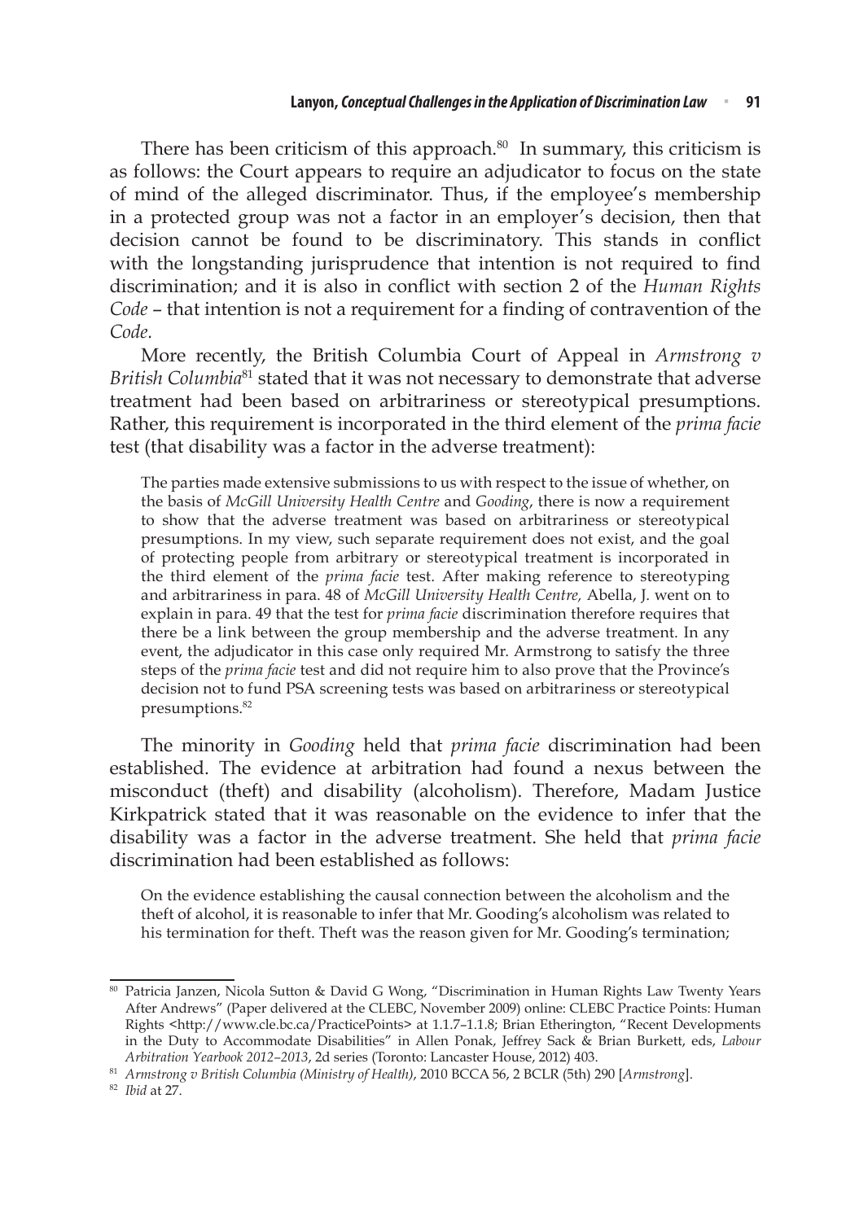There has been criticism of this approach.[80] In summary, this criticism is as follows: the Court appears to require an adjudicator to focus on the state of mind of the alleged discriminator. Thus, if the employee's membership in a protected group was not a factor in an employer's decision, then that decision cannot be found to be discriminatory. This stands in conflict with the longstanding jurisprudence that intention is not required to find discrimination; and it is also in conflict with section 2 of the *Human Rights Code* – that intention is not a requirement for a finding of contravention of the *Code*.

More recently, the British Columbia Court of Appeal in *Armstrong v British Columbia*[81] stated that it was not necessary to demonstrate that adverse treatment had been based on arbitrariness or stereotypical presumptions. Rather, this requirement is incorporated in the third element of the *prima facie* test (that disability was a factor in the adverse treatment):

> The parties made extensive submissions to us with respect to the issue of whether, on the basis of *McGill University Health Centre* and *Gooding*, there is now a requirement to show that the adverse treatment was based on arbitrariness or stereotypical presumptions. In my view, such separate requirement does not exist, and the goal of protecting people from arbitrary or stereotypical treatment is incorporated in the third element of the *prima facie* test. After making reference to stereotyping and arbitrariness in para. 48 of *McGill University Health Centre,* Abella, J. went on to explain in para. 49 that the test for *prima facie* discrimination therefore requires that there be a link between the group membership and the adverse treatment. In any event, the adjudicator in this case only required Mr. Armstrong to satisfy the three steps of the *prima facie* test and did not require him to also prove that the Province's decision not to fund PSA screening tests was based on arbitrariness or stereotypical presumptions.[82]

The minority in *Gooding* held that *prima facie* discrimination had been established. The evidence at arbitration had found a nexus between the misconduct (theft) and disability (alcoholism). Therefore, Madam Justice Kirkpatrick stated that it was reasonable on the evidence to infer that the disability was a factor in the adverse treatment. She held that *prima facie* discrimination had been established as follows:

> On the evidence establishing the causal connection between the alcoholism and the theft of alcohol, it is reasonable to infer that Mr. Gooding's alcoholism was related to his termination for theft. Theft was the reason given for Mr. Gooding's termination;

---

[80] Patricia Janzen, Nicola Sutton & David G Wong, "Discrimination in Human Rights Law Twenty Years After Andrews" (Paper delivered at the CLEBC, November 2009) online: CLEBC Practice Points: Human Rights <http://www.cle.bc.ca/PracticePoints> at 1.1.7–1.1.8; Brian Etherington, "Recent Developments in the Duty to Accommodate Disabilities" in Allen Ponak, Jeffrey Sack & Brian Burkett, eds, *Labour Arbitration Yearbook 2012–2013*, 2d series (Toronto: Lancaster House, 2012) 403.

[81] *Armstrong v British Columbia (Ministry of Health)*, 2010 BCCA 56, 2 BCLR (5th) 290 [*Armstrong*].

[82] *Ibid* at 27.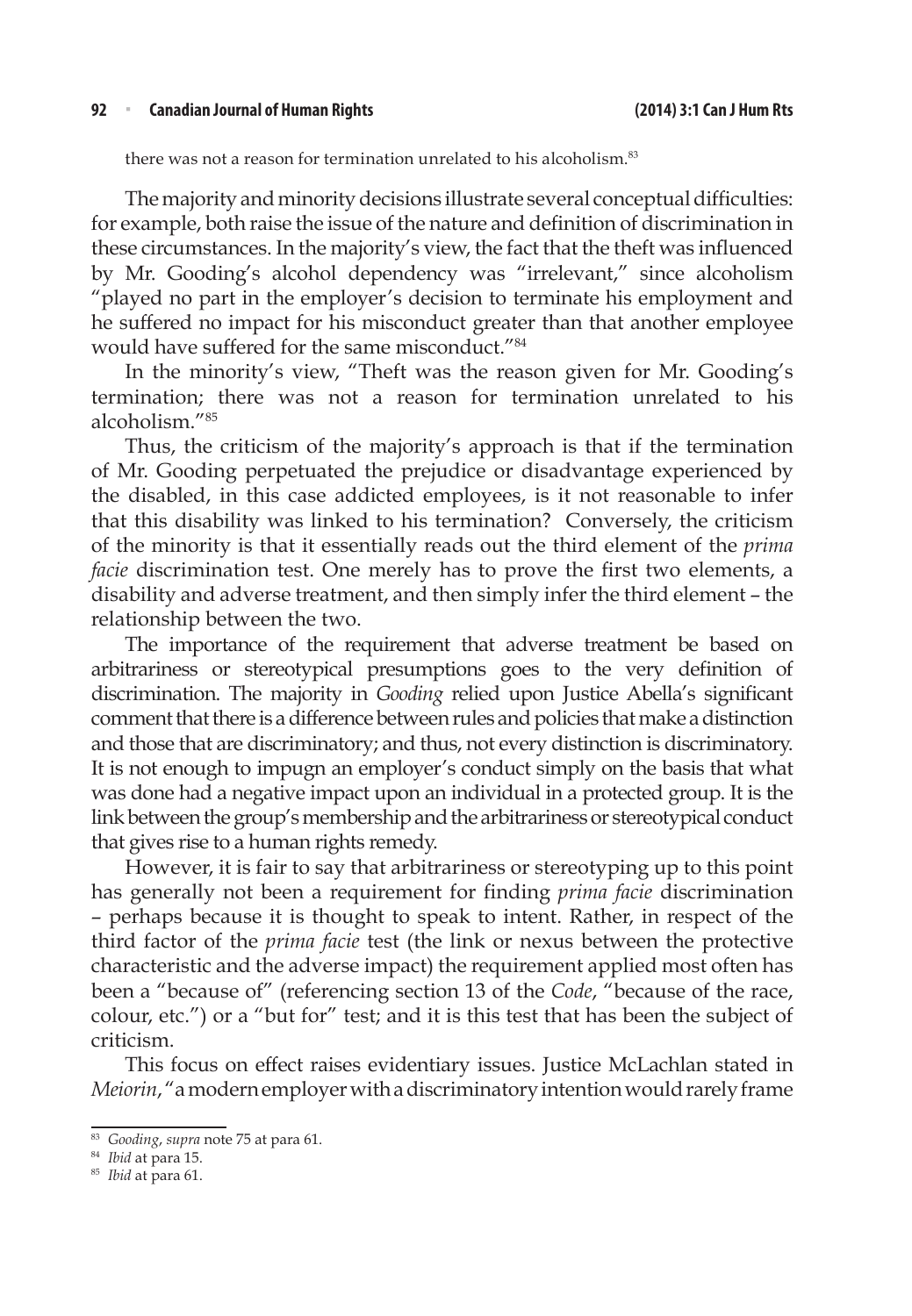there was not a reason for termination unrelated to his alcoholism.[83]

The majority and minority decisions illustrate several conceptual difficulties: for example, both raise the issue of the nature and definition of discrimination in these circumstances. In the majority's view, the fact that the theft was influenced by Mr. Gooding's alcohol dependency was "irrelevant," since alcoholism "played no part in the employer's decision to terminate his employment and he suffered no impact for his misconduct greater than that another employee would have suffered for the same misconduct."[84]

In the minority's view, "Theft was the reason given for Mr. Gooding's termination; there was not a reason for termination unrelated to his alcoholism."[85]

Thus, the criticism of the majority's approach is that if the termination of Mr. Gooding perpetuated the prejudice or disadvantage experienced by the disabled, in this case addicted employees, is it not reasonable to infer that this disability was linked to his termination? Conversely, the criticism of the minority is that it essentially reads out the third element of the *prima facie* discrimination test. One merely has to prove the first two elements, a disability and adverse treatment, and then simply infer the third element – the relationship between the two.

The importance of the requirement that adverse treatment be based on arbitrariness or stereotypical presumptions goes to the very definition of discrimination. The majority in *Gooding* relied upon Justice Abella's significant comment that there is a difference between rules and policies that make a distinction and those that are discriminatory; and thus, not every distinction is discriminatory. It is not enough to impugn an employer's conduct simply on the basis that what was done had a negative impact upon an individual in a protected group. It is the link between the group's membership and the arbitrariness or stereotypical conduct that gives rise to a human rights remedy.

However, it is fair to say that arbitrariness or stereotyping up to this point has generally not been a requirement for finding *prima facie* discrimination – perhaps because it is thought to speak to intent. Rather, in respect of the third factor of the *prima facie* test (the link or nexus between the protective characteristic and the adverse impact) the requirement applied most often has been a "because of" (referencing section 13 of the *Code*, "because of the race, colour, etc.") or a "but for" test; and it is this test that has been the subject of criticism.

This focus on effect raises evidentiary issues. Justice McLachlan stated in *Meiorin*, "a modern employer with a discriminatory intention would rarely frame

---

[83] *Gooding*, *supra* note 75 at para 61.

[84] *Ibid* at para 15.

[85] *Ibid* at para 61.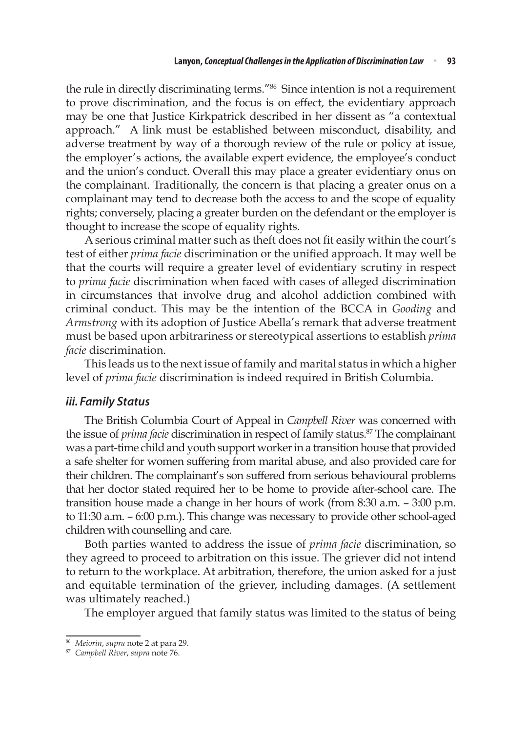the rule in directly discriminating terms."[86] Since intention is not a requirement to prove discrimination, and the focus is on effect, the evidentiary approach may be one that Justice Kirkpatrick described in her dissent as "a contextual approach." A link must be established between misconduct, disability, and adverse treatment by way of a thorough review of the rule or policy at issue, the employer's actions, the available expert evidence, the employee's conduct and the union's conduct. Overall this may place a greater evidentiary onus on the complainant. Traditionally, the concern is that placing a greater onus on a complainant may tend to decrease both the access to and the scope of equality rights; conversely, placing a greater burden on the defendant or the employer is thought to increase the scope of equality rights.

A serious criminal matter such as theft does not fit easily within the court's test of either *prima facie* discrimination or the unified approach. It may well be that the courts will require a greater level of evidentiary scrutiny in respect to *prima facie* discrimination when faced with cases of alleged discrimination in circumstances that involve drug and alcohol addiction combined with criminal conduct. This may be the intention of the BCCA in *Gooding* and *Armstrong* with its adoption of Justice Abella's remark that adverse treatment must be based upon arbitrariness or stereotypical assertions to establish *prima facie* discrimination.

This leads us to the next issue of family and marital status in which a higher level of *prima facie* discrimination is indeed required in British Columbia.

### *iii. Family Status*

The British Columbia Court of Appeal in *Campbell River* was concerned with the issue of *prima facie* discrimination in respect of family status.[87] The complainant was a part-time child and youth support worker in a transition house that provided a safe shelter for women suffering from marital abuse, and also provided care for their children. The complainant's son suffered from serious behavioural problems that her doctor stated required her to be home to provide after-school care. The transition house made a change in her hours of work (from 8:30 a.m. – 3:00 p.m. to 11:30 a.m. – 6:00 p.m.). This change was necessary to provide other school-aged children with counselling and care.

Both parties wanted to address the issue of *prima facie* discrimination, so they agreed to proceed to arbitration on this issue. The griever did not intend to return to the workplace. At arbitration, therefore, the union asked for a just and equitable termination of the griever, including damages. (A settlement was ultimately reached.)

The employer argued that family status was limited to the status of being

---

[86] *Meiorin*, *supra* note 2 at para 29.

[87] *Campbell River*, *supra* note 76.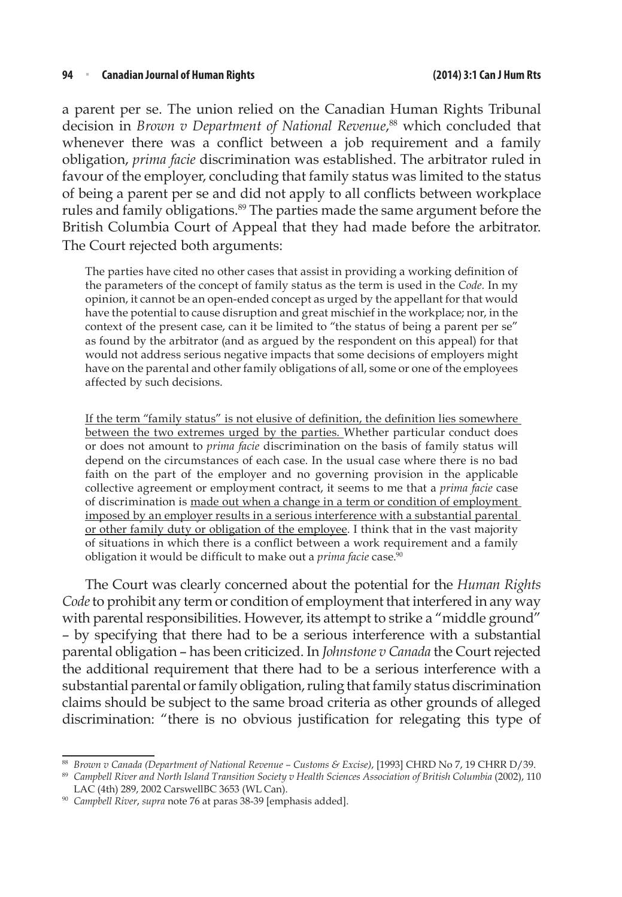a parent per se. The union relied on the Canadian Human Rights Tribunal decision in *Brown v Department of National Revenue*,[88] which concluded that whenever there was a conflict between a job requirement and a family obligation, *prima facie* discrimination was established. The arbitrator ruled in favour of the employer, concluding that family status was limited to the status of being a parent per se and did not apply to all conflicts between workplace rules and family obligations.[89] The parties made the same argument before the British Columbia Court of Appeal that they had made before the arbitrator. The Court rejected both arguments:

> The parties have cited no other cases that assist in providing a working definition of the parameters of the concept of family status as the term is used in the *Code.* In my opinion, it cannot be an open-ended concept as urged by the appellant for that would have the potential to cause disruption and great mischief in the workplace; nor, in the context of the present case, can it be limited to "the status of being a parent per se" as found by the arbitrator (and as argued by the respondent on this appeal) for that would not address serious negative impacts that some decisions of employers might have on the parental and other family obligations of all, some or one of the employees affected by such decisions.
>
> <u>If the term "family status" is not elusive of definition, the definition lies somewhere between the two extremes urged by the parties.</u> Whether particular conduct does or does not amount to *prima facie* discrimination on the basis of family status will depend on the circumstances of each case. In the usual case where there is no bad faith on the part of the employer and no governing provision in the applicable collective agreement or employment contract, it seems to me that a *prima facie* case of discrimination is <u>made out when a change in a term or condition of employment imposed by an employer results in a serious interference with a substantial parental or other family duty or obligation of the employee</u>. I think that in the vast majority of situations in which there is a conflict between a work requirement and a family obligation it would be difficult to make out a *prima facie* case.[90]

The Court was clearly concerned about the potential for the *Human Rights Code* to prohibit any term or condition of employment that interfered in any way with parental responsibilities. However, its attempt to strike a "middle ground" – by specifying that there had to be a serious interference with a substantial parental obligation – has been criticized. In *Johnstone v Canada* the Court rejected the additional requirement that there had to be a serious interference with a substantial parental or family obligation, ruling that family status discrimination claims should be subject to the same broad criteria as other grounds of alleged discrimination: "there is no obvious justification for relegating this type of

---

[88] *Brown v Canada (Department of National Revenue – Customs & Excise)*, [1993] CHRD No 7, 19 CHRR D/39.

[89] *Campbell River and North Island Transition Society v Health Sciences Association of British Columbia* (2002), 110 LAC (4th) 289, 2002 CarswellBC 3653 (WL Can).

[90] *Campbell River*, *supra* note 76 at paras 38-39 [emphasis added].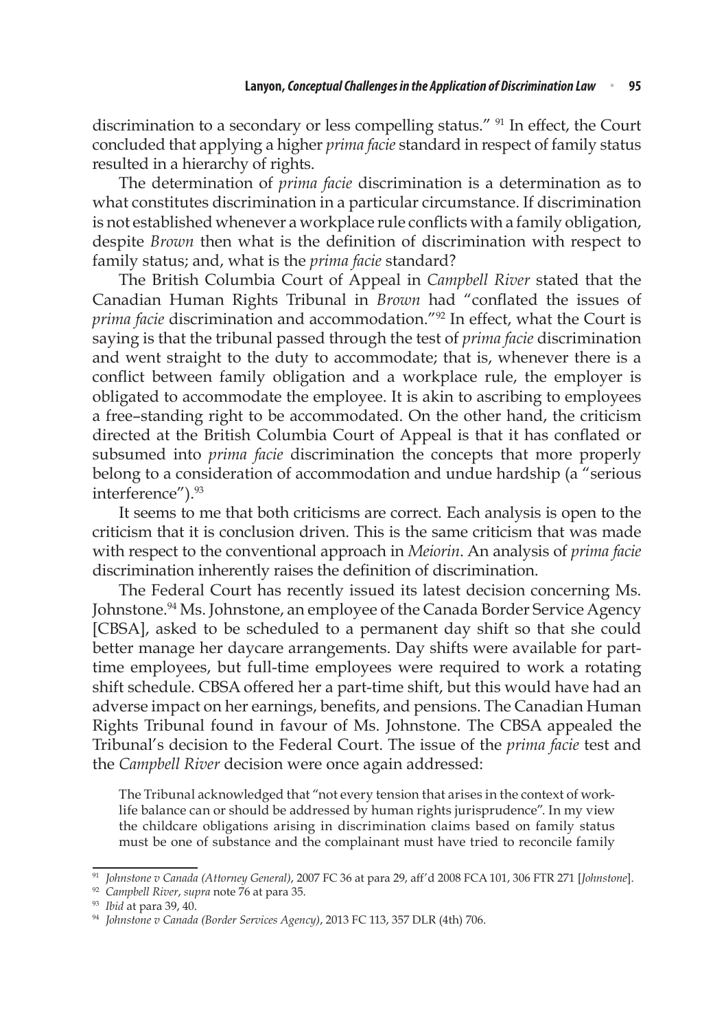discrimination to a secondary or less compelling status." [91] In effect, the Court concluded that applying a higher *prima facie* standard in respect of family status resulted in a hierarchy of rights.

The determination of *prima facie* discrimination is a determination as to what constitutes discrimination in a particular circumstance. If discrimination is not established whenever a workplace rule conflicts with a family obligation, despite *Brown* then what is the definition of discrimination with respect to family status; and, what is the *prima facie* standard?

The British Columbia Court of Appeal in *Campbell River* stated that the Canadian Human Rights Tribunal in *Brown* had "conflated the issues of *prima facie* discrimination and accommodation."[92] In effect, what the Court is saying is that the tribunal passed through the test of *prima facie* discrimination and went straight to the duty to accommodate; that is, whenever there is a conflict between family obligation and a workplace rule, the employer is obligated to accommodate the employee. It is akin to ascribing to employees a free–standing right to be accommodated. On the other hand, the criticism directed at the British Columbia Court of Appeal is that it has conflated or subsumed into *prima facie* discrimination the concepts that more properly belong to a consideration of accommodation and undue hardship (a "serious interference").[93]

It seems to me that both criticisms are correct. Each analysis is open to the criticism that it is conclusion driven. This is the same criticism that was made with respect to the conventional approach in *Meiorin*. An analysis of *prima facie* discrimination inherently raises the definition of discrimination.

The Federal Court has recently issued its latest decision concerning Ms. Johnstone.[94] Ms. Johnstone, an employee of the Canada Border Service Agency [CBSA], asked to be scheduled to a permanent day shift so that she could better manage her daycare arrangements. Day shifts were available for part-time employees, but full-time employees were required to work a rotating shift schedule. CBSA offered her a part-time shift, but this would have had an adverse impact on her earnings, benefits, and pensions. The Canadian Human Rights Tribunal found in favour of Ms. Johnstone. The CBSA appealed the Tribunal's decision to the Federal Court. The issue of the *prima facie* test and the *Campbell River* decision were once again addressed:

> The Tribunal acknowledged that "not every tension that arises in the context of work-life balance can or should be addressed by human rights jurisprudence". In my view the childcare obligations arising in discrimination claims based on family status must be one of substance and the complainant must have tried to reconcile family

---

[91] *Johnstone v Canada (Attorney General)*, 2007 FC 36 at para 29, aff'd 2008 FCA 101, 306 FTR 271 [*Johnstone*].

[92] *Campbell River*, *supra* note 76 at para 35.

[93] *Ibid* at para 39, 40.

[94] *Johnstone v Canada (Border Services Agency)*, 2013 FC 113, 357 DLR (4th) 706.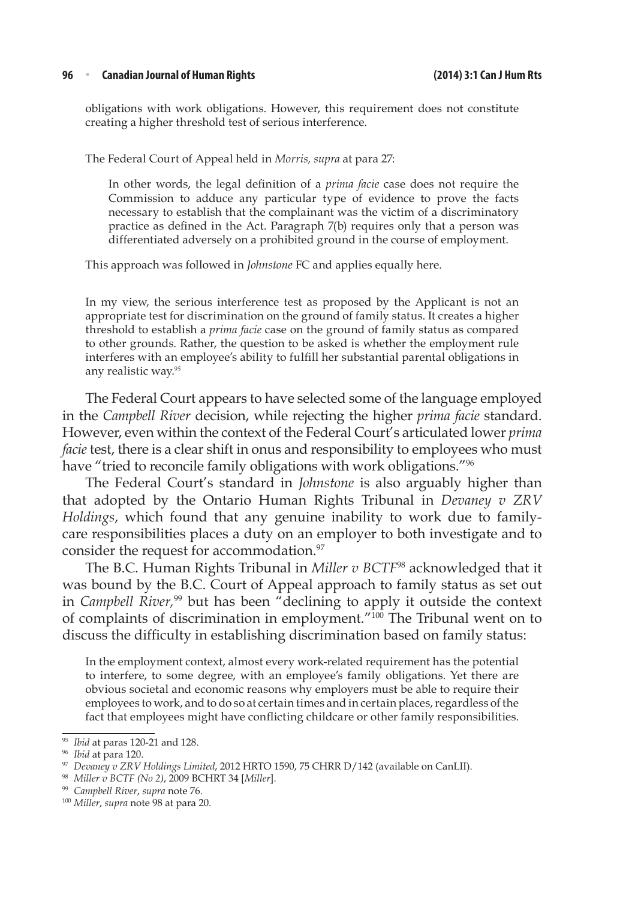obligations with work obligations. However, this requirement does not constitute creating a higher threshold test of serious interference.

> The Federal Court of Appeal held in *Morris, supra* at para 27:
>
> > In other words, the legal definition of a *prima facie* case does not require the Commission to adduce any particular type of evidence to prove the facts necessary to establish that the complainant was the victim of a discriminatory practice as defined in the Act. Paragraph 7(b) requires only that a person was differentiated adversely on a prohibited ground in the course of employment.
>
> This approach was followed in *Johnstone* FC and applies equally here.
>
> In my view, the serious interference test as proposed by the Applicant is not an appropriate test for discrimination on the ground of family status. It creates a higher threshold to establish a *prima facie* case on the ground of family status as compared to other grounds. Rather, the question to be asked is whether the employment rule interferes with an employee's ability to fulfill her substantial parental obligations in any realistic way.[95]

The Federal Court appears to have selected some of the language employed in the *Campbell River* decision, while rejecting the higher *prima facie* standard. However, even within the context of the Federal Court's articulated lower *prima facie* test, there is a clear shift in onus and responsibility to employees who must have "tried to reconcile family obligations with work obligations."[96]

The Federal Court's standard in *Johnstone* is also arguably higher than that adopted by the Ontario Human Rights Tribunal in *Devaney v ZRV Holdings*, which found that any genuine inability to work due to family-care responsibilities places a duty on an employer to both investigate and to consider the request for accommodation.[97]

The B.C. Human Rights Tribunal in *Miller v BCTF*[98] acknowledged that it was bound by the B.C. Court of Appeal approach to family status as set out in *Campbell River*,[99] but has been "declining to apply it outside the context of complaints of discrimination in employment."[100] The Tribunal went on to discuss the difficulty in establishing discrimination based on family status:

> In the employment context, almost every work-related requirement has the potential to interfere, to some degree, with an employee's family obligations. Yet there are obvious societal and economic reasons why employers must be able to require their employees to work, and to do so at certain times and in certain places, regardless of the fact that employees might have conflicting childcare or other family responsibilities.

---

[95] *Ibid* at paras 120-21 and 128.

[96] *Ibid* at para 120.

[97] *Devaney v ZRV Holdings Limited*, 2012 HRTO 1590, 75 CHRR D/142 (available on CanLII).

[98] *Miller v BCTF (No 2)*, 2009 BCHRT 34 [*Miller*].

[99] *Campbell River*, *supra* note 76.

[100] *Miller*, *supra* note 98 at para 20.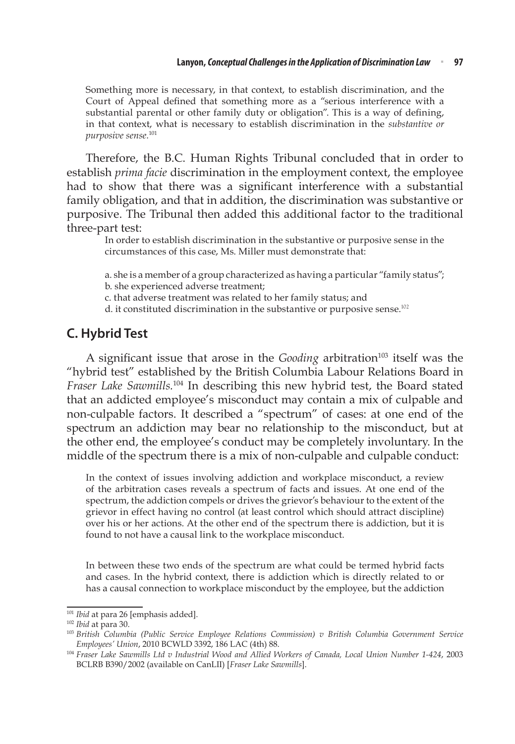> Something more is necessary, in that context, to establish discrimination, and the Court of Appeal defined that something more as a "serious interference with a substantial parental or other family duty or obligation". This is a way of defining, in that context, what is necessary to establish discrimination in the *substantive or purposive sense.*[101]

Therefore, the B.C. Human Rights Tribunal concluded that in order to establish *prima facie* discrimination in the employment context, the employee had to show that there was a significant interference with a substantial family obligation, and that in addition, the discrimination was substantive or purposive. The Tribunal then added this additional factor to the traditional three-part test:

> In order to establish discrimination in the substantive or purposive sense in the circumstances of this case, Ms. Miller must demonstrate that:
>
> a. she is a member of a group characterized as having a particular "family status";
> b. she experienced adverse treatment;
> c. that adverse treatment was related to her family status; and
> d. it constituted discrimination in the substantive or purposive sense.[102]

## C. Hybrid Test

A significant issue that arose in the *Gooding* arbitration[103] itself was the "hybrid test" established by the British Columbia Labour Relations Board in *Fraser Lake Sawmills.*[104] In describing this new hybrid test, the Board stated that an addicted employee's misconduct may contain a mix of culpable and non-culpable factors. It described a "spectrum" of cases: at one end of the spectrum an addiction may bear no relationship to the misconduct, but at the other end, the employee's conduct may be completely involuntary. In the middle of the spectrum there is a mix of non-culpable and culpable conduct:

> In the context of issues involving addiction and workplace misconduct, a review of the arbitration cases reveals a spectrum of facts and issues. At one end of the spectrum, the addiction compels or drives the grievor's behaviour to the extent of the grievor in effect having no control (at least control which should attract discipline) over his or her actions. At the other end of the spectrum there is addiction, but it is found to not have a causal link to the workplace misconduct.
>
> In between these two ends of the spectrum are what could be termed hybrid facts and cases. In the hybrid context, there is addiction which is directly related to or has a causal connection to workplace misconduct by the employee, but the addiction

---

[101] *Ibid* at para 26 [emphasis added].

[102] *Ibid* at para 30.

[103] *British Columbia (Public Service Employee Relations Commission) v British Columbia Government Service Employees' Union*, 2010 BCWLD 3392, 186 LAC (4th) 88.

[104] *Fraser Lake Sawmills Ltd v Industrial Wood and Allied Workers of Canada, Local Union Number 1-424*, 2003 BCLRB B390/2002 (available on CanLII) [*Fraser Lake Sawmills*].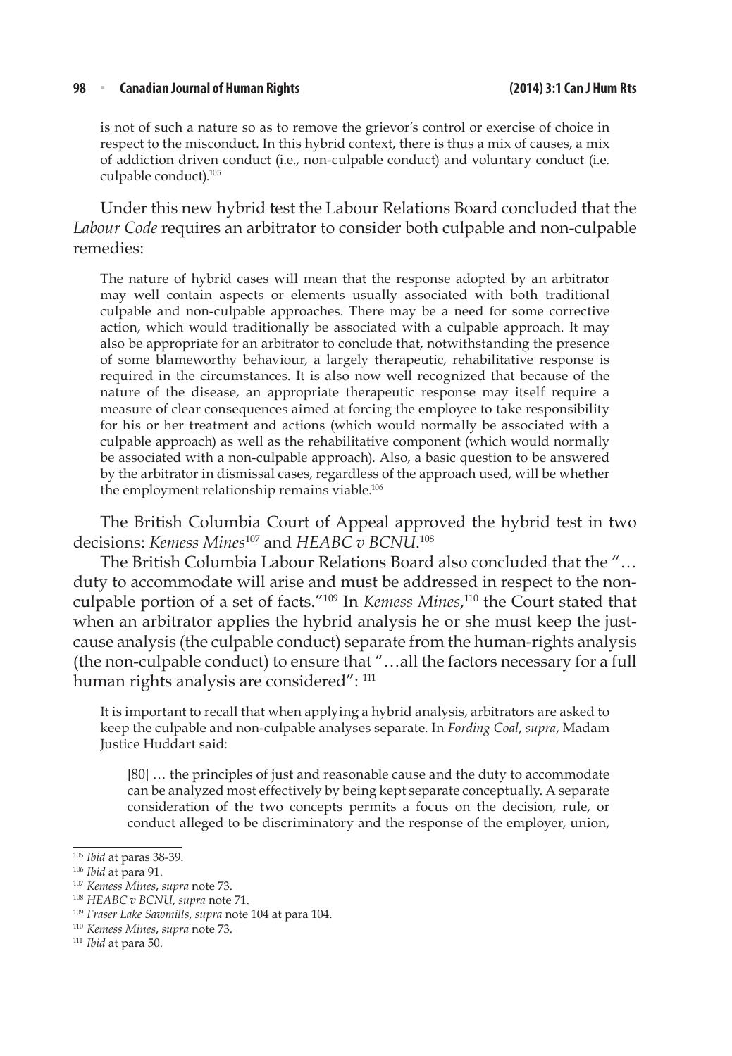> is not of such a nature so as to remove the grievor's control or exercise of choice in respect to the misconduct. In this hybrid context, there is thus a mix of causes, a mix of addiction driven conduct (i.e., non-culpable conduct) and voluntary conduct (i.e. culpable conduct).[105]

Under this new hybrid test the Labour Relations Board concluded that the *Labour Code* requires an arbitrator to consider both culpable and non-culpable remedies:

> The nature of hybrid cases will mean that the response adopted by an arbitrator may well contain aspects or elements usually associated with both traditional culpable and non-culpable approaches. There may be a need for some corrective action, which would traditionally be associated with a culpable approach. It may also be appropriate for an arbitrator to conclude that, notwithstanding the presence of some blameworthy behaviour, a largely therapeutic, rehabilitative response is required in the circumstances. It is also now well recognized that because of the nature of the disease, an appropriate therapeutic response may itself require a measure of clear consequences aimed at forcing the employee to take responsibility for his or her treatment and actions (which would normally be associated with a culpable approach) as well as the rehabilitative component (which would normally be associated with a non-culpable approach). Also, a basic question to be answered by the arbitrator in dismissal cases, regardless of the approach used, will be whether the employment relationship remains viable.[106]

The British Columbia Court of Appeal approved the hybrid test in two decisions: *Kemess Mines*[107] and *HEABC v BCNU*.[108]

The British Columbia Labour Relations Board also concluded that the "…duty to accommodate will arise and must be addressed in respect to the non-culpable portion of a set of facts."[109] In *Kemess Mines*,[110] the Court stated that when an arbitrator applies the hybrid analysis he or she must keep the just-cause analysis (the culpable conduct) separate from the human-rights analysis (the non-culpable conduct) to ensure that "…all the factors necessary for a full human rights analysis are considered": [111]

> It is important to recall that when applying a hybrid analysis, arbitrators are asked to keep the culpable and non-culpable analyses separate. In *Fording Coal*, *supra*, Madam Justice Huddart said:
>
>> [80] … the principles of just and reasonable cause and the duty to accommodate can be analyzed most effectively by being kept separate conceptually. A separate consideration of the two concepts permits a focus on the decision, rule, or conduct alleged to be discriminatory and the response of the employer, union,

---

[105] *Ibid* at paras 38-39.

[106] *Ibid* at para 91.

[107] *Kemess Mines*, *supra* note 73.

[108] *HEABC v BCNU*, *supra* note 71.

[109] *Fraser Lake Sawmills*, *supra* note 104 at para 104.

[110] *Kemess Mines*, *supra* note 73.

[111] *Ibid* at para 50.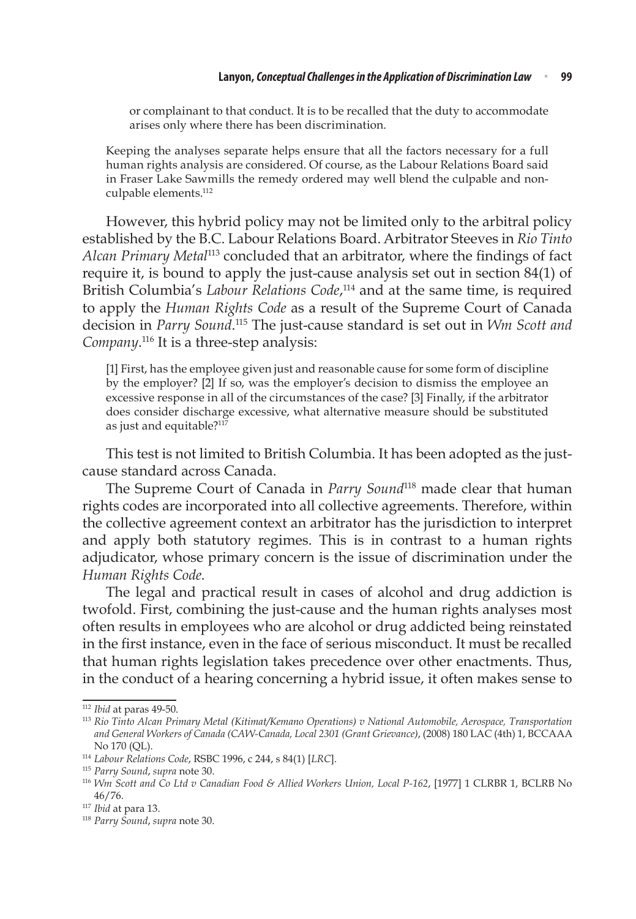> or complainant to that conduct. It is to be recalled that the duty to accommodate arises only where there has been discrimination.
>
> Keeping the analyses separate helps ensure that all the factors necessary for a full human rights analysis are considered. Of course, as the Labour Relations Board said in Fraser Lake Sawmills the remedy ordered may well blend the culpable and non-culpable elements.[112]

However, this hybrid policy may not be limited only to the arbitral policy established by the B.C. Labour Relations Board. Arbitrator Steeves in *Rio Tinto Alcan Primary Metal*[113] concluded that an arbitrator, where the findings of fact require it, is bound to apply the just-cause analysis set out in section 84(1) of British Columbia's *Labour Relations Code*,[114] and at the same time, is required to apply the *Human Rights Code* as a result of the Supreme Court of Canada decision in *Parry Sound*.[115] The just-cause standard is set out in *Wm Scott and Company*.[116] It is a three-step analysis:

> [1] First, has the employee given just and reasonable cause for some form of discipline by the employer? [2] If so, was the employer's decision to dismiss the employee an excessive response in all of the circumstances of the case? [3] Finally, if the arbitrator does consider discharge excessive, what alternative measure should be substituted as just and equitable?[117]

This test is not limited to British Columbia. It has been adopted as the just-cause standard across Canada.

The Supreme Court of Canada in *Parry Sound*[118] made clear that human rights codes are incorporated into all collective agreements. Therefore, within the collective agreement context an arbitrator has the jurisdiction to interpret and apply both statutory regimes. This is in contrast to a human rights adjudicator, whose primary concern is the issue of discrimination under the *Human Rights Code.*

The legal and practical result in cases of alcohol and drug addiction is twofold. First, combining the just-cause and the human rights analyses most often results in employees who are alcohol or drug addicted being reinstated in the first instance, even in the face of serious misconduct. It must be recalled that human rights legislation takes precedence over other enactments. Thus, in the conduct of a hearing concerning a hybrid issue, it often makes sense to

---

[112] *Ibid* at paras 49-50.

[113] *Rio Tinto Alcan Primary Metal (Kitimat/Kemano Operations) v National Automobile, Aerospace, Transportation and General Workers of Canada (CAW-Canada, Local 2301 (Grant Grievance)*, (2008) 180 LAC (4th) 1, BCCAAA No 170 (QL).

[114] *Labour Relations Code*, RSBC 1996, c 244, s 84(1) [*LRC*].

[115] *Parry Sound*, *supra* note 30.

[116] *Wm Scott and Co Ltd v Canadian Food & Allied Workers Union, Local P-162*, [1977] 1 CLRBR 1, BCLRB No 46/76.

[117] *Ibid* at para 13.

[118] *Parry Sound*, *supra* note 30.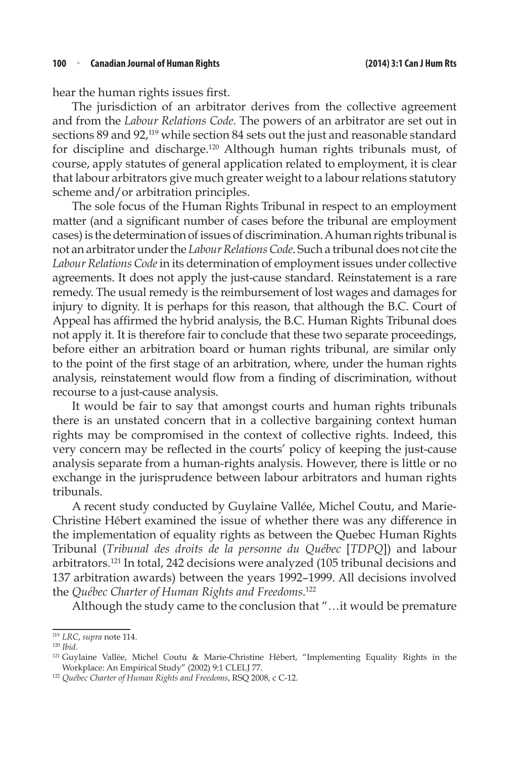hear the human rights issues first.

The jurisdiction of an arbitrator derives from the collective agreement and from the *Labour Relations Code*. The powers of an arbitrator are set out in sections 89 and 92,[119] while section 84 sets out the just and reasonable standard for discipline and discharge.[120] Although human rights tribunals must, of course, apply statutes of general application related to employment, it is clear that labour arbitrators give much greater weight to a labour relations statutory scheme and/or arbitration principles.

The sole focus of the Human Rights Tribunal in respect to an employment matter (and a significant number of cases before the tribunal are employment cases) is the determination of issues of discrimination. A human rights tribunal is not an arbitrator under the *Labour Relations Code*. Such a tribunal does not cite the *Labour Relations Code* in its determination of employment issues under collective agreements. It does not apply the just-cause standard. Reinstatement is a rare remedy. The usual remedy is the reimbursement of lost wages and damages for injury to dignity. It is perhaps for this reason, that although the B.C. Court of Appeal has affirmed the hybrid analysis, the B.C. Human Rights Tribunal does not apply it. It is therefore fair to conclude that these two separate proceedings, before either an arbitration board or human rights tribunal, are similar only to the point of the first stage of an arbitration, where, under the human rights analysis, reinstatement would flow from a finding of discrimination, without recourse to a just-cause analysis.

It would be fair to say that amongst courts and human rights tribunals there is an unstated concern that in a collective bargaining context human rights may be compromised in the context of collective rights. Indeed, this very concern may be reflected in the courts' policy of keeping the just-cause analysis separate from a human-rights analysis. However, there is little or no exchange in the jurisprudence between labour arbitrators and human rights tribunals.

A recent study conducted by Guylaine Vallée, Michel Coutu, and Marie-Christine Hébert examined the issue of whether there was any difference in the implementation of equality rights as between the Quebec Human Rights Tribunal (*Tribunal des droits de la personne du Québec* [*TDPQ*]) and labour arbitrators.[121] In total, 242 decisions were analyzed (105 tribunal decisions and 137 arbitration awards) between the years 1992–1999. All decisions involved the *Québec Charter of Human Rights and Freedoms*.[122]

Although the study came to the conclusion that "…it would be premature

---

[119] *LRC*, *supra* note 114.

[120] *Ibid*.

[121] Guylaine Vallée, Michel Coutu & Marie-Christine Hébert, "Implementing Equality Rights in the Workplace: An Empirical Study" (2002) 9:1 CLELJ 77.

[122] *Québec Charter of Human Rights and Freedoms*, RSQ 2008, c C-12.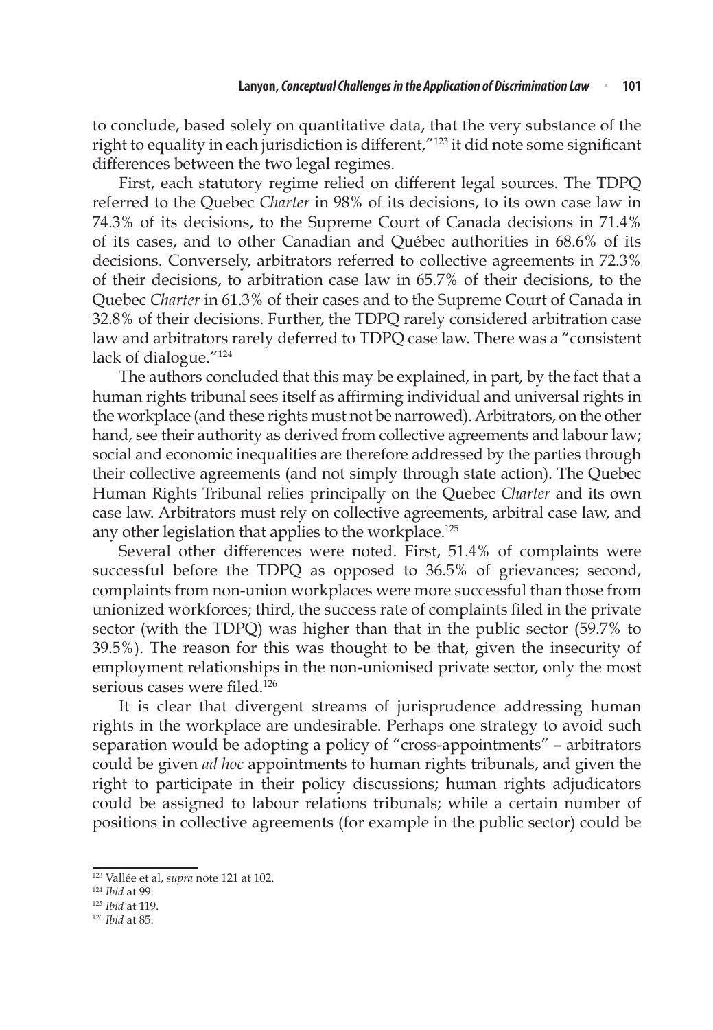to conclude, based solely on quantitative data, that the very substance of the right to equality in each jurisdiction is different,"[123] it did note some significant differences between the two legal regimes.

First, each statutory regime relied on different legal sources. The TDPQ referred to the Quebec *Charter* in 98% of its decisions, to its own case law in 74.3% of its decisions, to the Supreme Court of Canada decisions in 71.4% of its cases, and to other Canadian and Québec authorities in 68.6% of its decisions. Conversely, arbitrators referred to collective agreements in 72.3% of their decisions, to arbitration case law in 65.7% of their decisions, to the Quebec *Charter* in 61.3% of their cases and to the Supreme Court of Canada in 32.8% of their decisions. Further, the TDPQ rarely considered arbitration case law and arbitrators rarely deferred to TDPQ case law. There was a "consistent lack of dialogue."[124]

The authors concluded that this may be explained, in part, by the fact that a human rights tribunal sees itself as affirming individual and universal rights in the workplace (and these rights must not be narrowed). Arbitrators, on the other hand, see their authority as derived from collective agreements and labour law; social and economic inequalities are therefore addressed by the parties through their collective agreements (and not simply through state action). The Quebec Human Rights Tribunal relies principally on the Quebec *Charter* and its own case law. Arbitrators must rely on collective agreements, arbitral case law, and any other legislation that applies to the workplace.[125]

Several other differences were noted. First, 51.4% of complaints were successful before the TDPQ as opposed to 36.5% of grievances; second, complaints from non-union workplaces were more successful than those from unionized workforces; third, the success rate of complaints filed in the private sector (with the TDPQ) was higher than that in the public sector (59.7% to 39.5%). The reason for this was thought to be that, given the insecurity of employment relationships in the non-unionised private sector, only the most serious cases were filed.[126]

It is clear that divergent streams of jurisprudence addressing human rights in the workplace are undesirable. Perhaps one strategy to avoid such separation would be adopting a policy of "cross-appointments" – arbitrators could be given *ad hoc* appointments to human rights tribunals, and given the right to participate in their policy discussions; human rights adjudicators could be assigned to labour relations tribunals; while a certain number of positions in collective agreements (for example in the public sector) could be

---

[123] Vallée et al, *supra* note 121 at 102.

[124] *Ibid* at 99.

[125] *Ibid* at 119.

[126] *Ibid* at 85.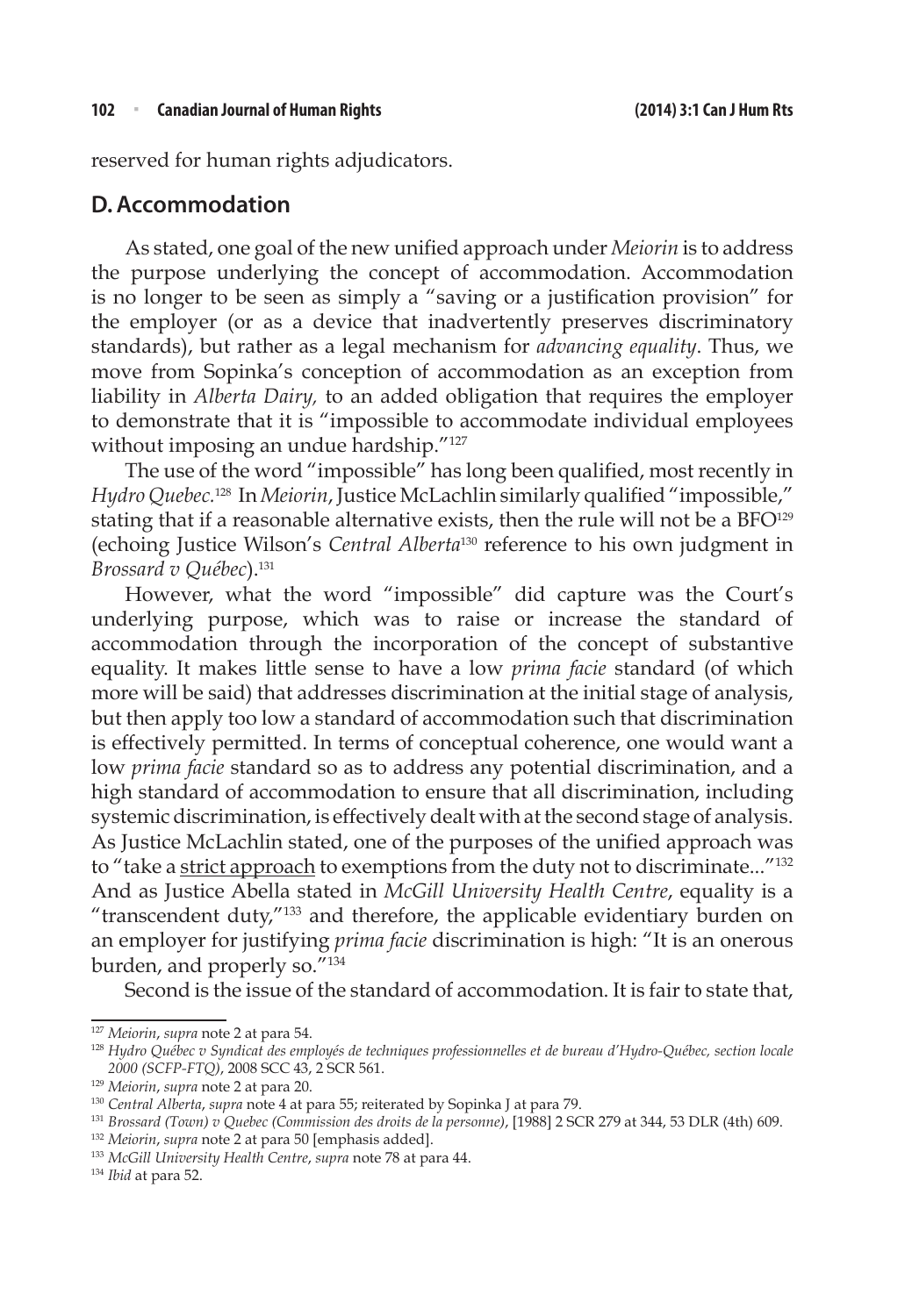reserved for human rights adjudicators.

## D. Accommodation

As stated, one goal of the new unified approach under *Meiorin* is to address the purpose underlying the concept of accommodation. Accommodation is no longer to be seen as simply a "saving or a justification provision" for the employer (or as a device that inadvertently preserves discriminatory standards), but rather as a legal mechanism for *advancing equality*. Thus, we move from Sopinka's conception of accommodation as an exception from liability in *Alberta Dairy,* to an added obligation that requires the employer to demonstrate that it is "impossible to accommodate individual employees without imposing an undue hardship."[127]

The use of the word "impossible" has long been qualified, most recently in *Hydro Quebec*.[128] In *Meiorin*, Justice McLachlin similarly qualified "impossible," stating that if a reasonable alternative exists, then the rule will not be a BFO[129] (echoing Justice Wilson's *Central Alberta*[130] reference to his own judgment in *Brossard v Québec*).[131]

However, what the word "impossible" did capture was the Court's underlying purpose, which was to raise or increase the standard of accommodation through the incorporation of the concept of substantive equality. It makes little sense to have a low *prima facie* standard (of which more will be said) that addresses discrimination at the initial stage of analysis, but then apply too low a standard of accommodation such that discrimination is effectively permitted. In terms of conceptual coherence, one would want a low *prima facie* standard so as to address any potential discrimination, and a high standard of accommodation to ensure that all discrimination, including systemic discrimination, is effectively dealt with at the second stage of analysis. As Justice McLachlin stated, one of the purposes of the unified approach was to "take a <u>strict approach</u> to exemptions from the duty not to discriminate..."[132] And as Justice Abella stated in *McGill University Health Centre*, equality is a "transcendent duty,"[133] and therefore, the applicable evidentiary burden on an employer for justifying *prima facie* discrimination is high: "It is an onerous burden, and properly so."[134]

Second is the issue of the standard of accommodation. It is fair to state that,

---

[127] *Meiorin*, *supra* note 2 at para 54.

[128] *Hydro Québec v Syndicat des employés de techniques professionnelles et de bureau d'Hydro-Québec, section locale 2000 (SCFP-FTQ)*, 2008 SCC 43, 2 SCR 561.

[129] *Meiorin*, *supra* note 2 at para 20.

[130] *Central Alberta*, *supra* note 4 at para 55; reiterated by Sopinka J at para 79.

[131] *Brossard (Town) v Quebec (Commission des droits de la personne)*, [1988] 2 SCR 279 at 344, 53 DLR (4th) 609.

[132] *Meiorin*, *supra* note 2 at para 50 [emphasis added].

[133] *McGill University Health Centre*, *supra* note 78 at para 44.

[134] *Ibid* at para 52.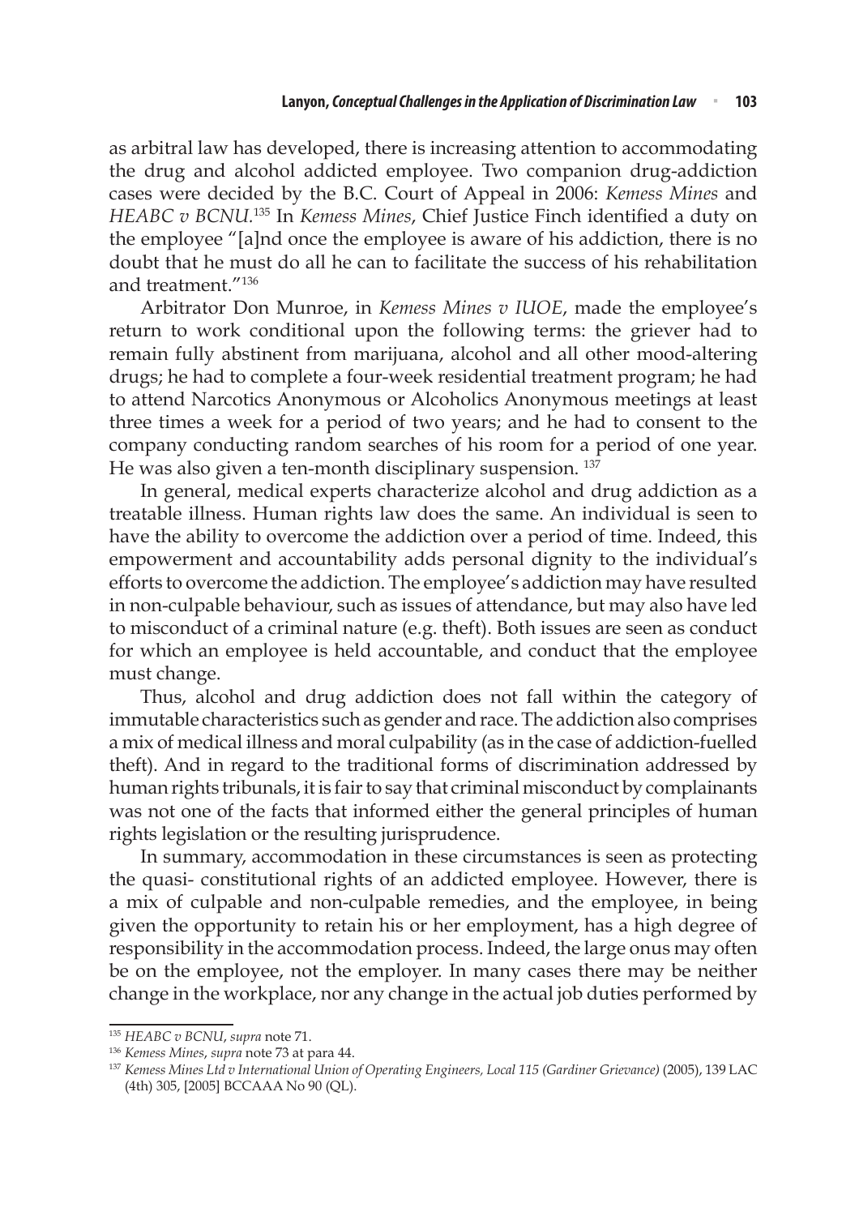as arbitral law has developed, there is increasing attention to accommodating the drug and alcohol addicted employee. Two companion drug-addiction cases were decided by the B.C. Court of Appeal in 2006: *Kemess Mines* and *HEABC v BCNU*.[135] In *Kemess Mines*, Chief Justice Finch identified a duty on the employee "[a]nd once the employee is aware of his addiction, there is no doubt that he must do all he can to facilitate the success of his rehabilitation and treatment."[136]

Arbitrator Don Munroe, in *Kemess Mines v IUOE*, made the employee's return to work conditional upon the following terms: the griever had to remain fully abstinent from marijuana, alcohol and all other mood-altering drugs; he had to complete a four-week residential treatment program; he had to attend Narcotics Anonymous or Alcoholics Anonymous meetings at least three times a week for a period of two years; and he had to consent to the company conducting random searches of his room for a period of one year. He was also given a ten-month disciplinary suspension. [137]

In general, medical experts characterize alcohol and drug addiction as a treatable illness. Human rights law does the same. An individual is seen to have the ability to overcome the addiction over a period of time. Indeed, this empowerment and accountability adds personal dignity to the individual's efforts to overcome the addiction. The employee's addiction may have resulted in non-culpable behaviour, such as issues of attendance, but may also have led to misconduct of a criminal nature (e.g. theft). Both issues are seen as conduct for which an employee is held accountable, and conduct that the employee must change.

Thus, alcohol and drug addiction does not fall within the category of immutable characteristics such as gender and race. The addiction also comprises a mix of medical illness and moral culpability (as in the case of addiction-fuelled theft). And in regard to the traditional forms of discrimination addressed by human rights tribunals, it is fair to say that criminal misconduct by complainants was not one of the facts that informed either the general principles of human rights legislation or the resulting jurisprudence.

In summary, accommodation in these circumstances is seen as protecting the quasi- constitutional rights of an addicted employee. However, there is a mix of culpable and non-culpable remedies, and the employee, in being given the opportunity to retain his or her employment, has a high degree of responsibility in the accommodation process. Indeed, the large onus may often be on the employee, not the employer. In many cases there may be neither change in the workplace, nor any change in the actual job duties performed by

---

[135] *HEABC v BCNU*, *supra* note 71.

[136] *Kemess Mines*, *supra* note 73 at para 44.

[137] *Kemess Mines Ltd v International Union of Operating Engineers, Local 115 (Gardiner Grievance)* (2005), 139 LAC (4th) 305, [2005] BCCAAA No 90 (QL).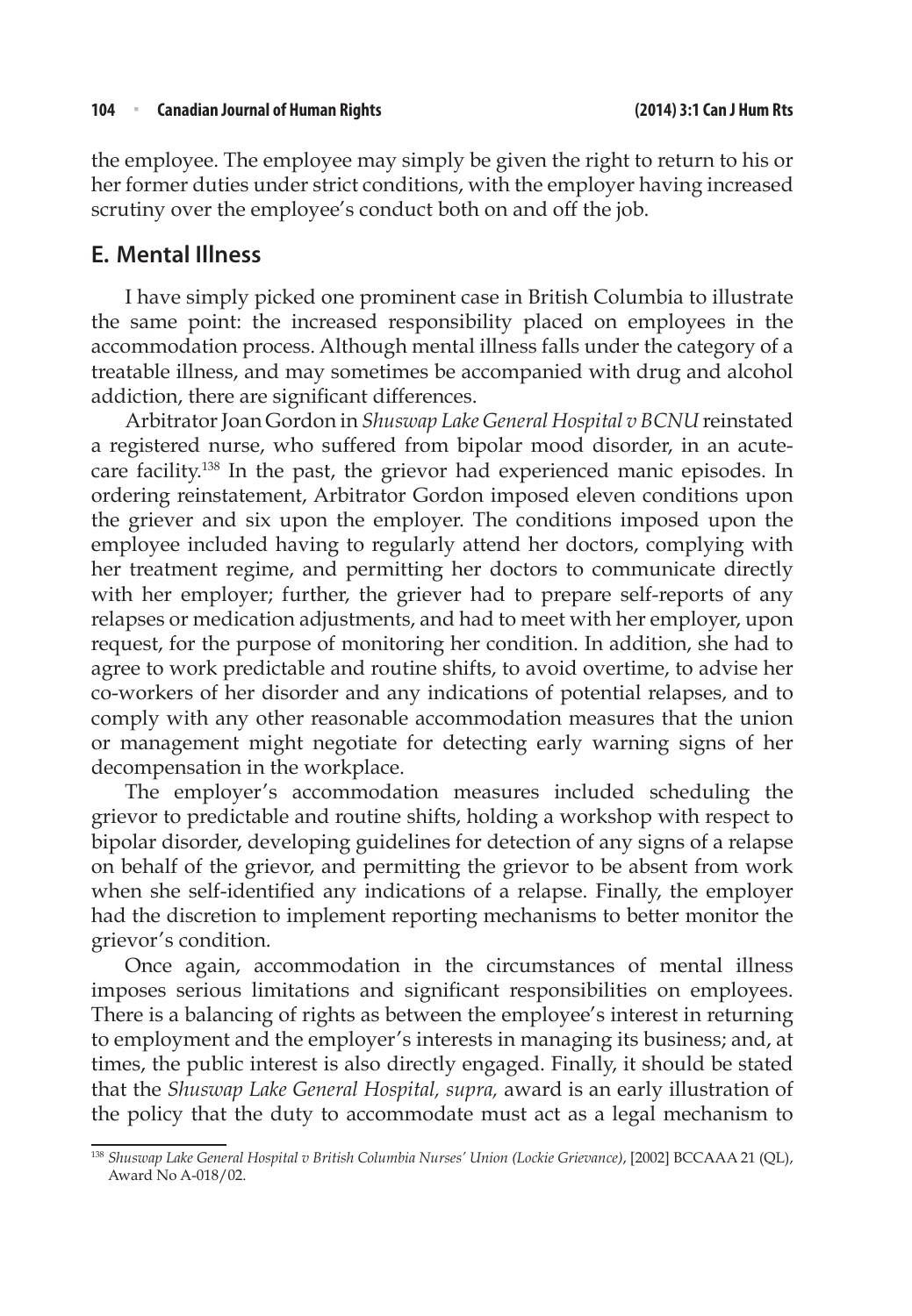the employee. The employee may simply be given the right to return to his or her former duties under strict conditions, with the employer having increased scrutiny over the employee's conduct both on and off the job.

## E. Mental Illness

I have simply picked one prominent case in British Columbia to illustrate the same point: the increased responsibility placed on employees in the accommodation process. Although mental illness falls under the category of a treatable illness, and may sometimes be accompanied with drug and alcohol addiction, there are significant differences.

Arbitrator Joan Gordon in *Shuswap Lake General Hospital v BCNU* reinstated a registered nurse, who suffered from bipolar mood disorder, in an acute-care facility.[138] In the past, the grievor had experienced manic episodes. In ordering reinstatement, Arbitrator Gordon imposed eleven conditions upon the griever and six upon the employer. The conditions imposed upon the employee included having to regularly attend her doctors, complying with her treatment regime, and permitting her doctors to communicate directly with her employer; further, the griever had to prepare self-reports of any relapses or medication adjustments, and had to meet with her employer, upon request, for the purpose of monitoring her condition. In addition, she had to agree to work predictable and routine shifts, to avoid overtime, to advise her co-workers of her disorder and any indications of potential relapses, and to comply with any other reasonable accommodation measures that the union or management might negotiate for detecting early warning signs of her decompensation in the workplace.

The employer's accommodation measures included scheduling the grievor to predictable and routine shifts, holding a workshop with respect to bipolar disorder, developing guidelines for detection of any signs of a relapse on behalf of the grievor, and permitting the grievor to be absent from work when she self-identified any indications of a relapse. Finally, the employer had the discretion to implement reporting mechanisms to better monitor the grievor's condition.

Once again, accommodation in the circumstances of mental illness imposes serious limitations and significant responsibilities on employees. There is a balancing of rights as between the employee's interest in returning to employment and the employer's interests in managing its business; and, at times, the public interest is also directly engaged. Finally, it should be stated that the *Shuswap Lake General Hospital, supra,* award is an early illustration of the policy that the duty to accommodate must act as a legal mechanism to

---

[138] *Shuswap Lake General Hospital v British Columbia Nurses' Union (Lockie Grievance)*, [2002] BCCAAA 21 (QL), Award No A-018/02.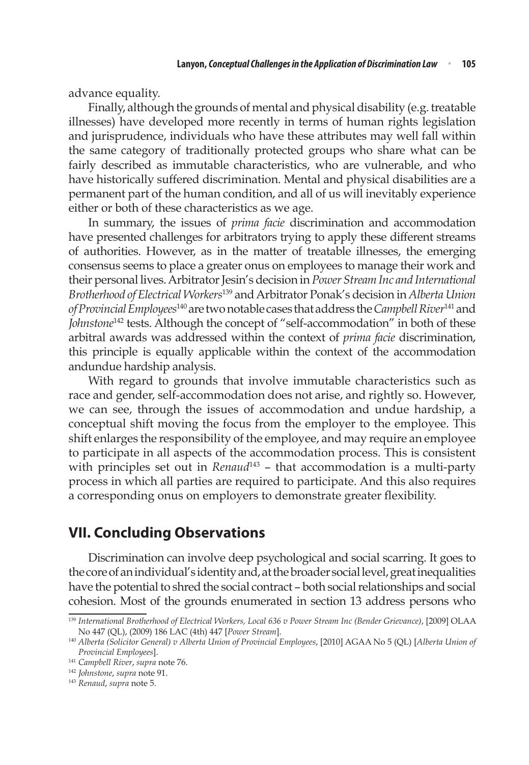advance equality.

Finally, although the grounds of mental and physical disability (e.g. treatable illnesses) have developed more recently in terms of human rights legislation and jurisprudence, individuals who have these attributes may well fall within the same category of traditionally protected groups who share what can be fairly described as immutable characteristics, who are vulnerable, and who have historically suffered discrimination. Mental and physical disabilities are a permanent part of the human condition, and all of us will inevitably experience either or both of these characteristics as we age.

In summary, the issues of *prima facie* discrimination and accommodation have presented challenges for arbitrators trying to apply these different streams of authorities. However, as in the matter of treatable illnesses, the emerging consensus seems to place a greater onus on employees to manage their work and their personal lives. Arbitrator Jesin's decision in *Power Stream Inc and International Brotherhood of Electrical Workers*[139] and Arbitrator Ponak's decision in *Alberta Union of Provincial Employees*[140] are two notable cases that address the *Campbell River*[141] and *Johnstone*[142] tests. Although the concept of "self-accommodation" in both of these arbitral awards was addressed within the context of *prima facie* discrimination, this principle is equally applicable within the context of the accommodation andundue hardship analysis.

With regard to grounds that involve immutable characteristics such as race and gender, self-accommodation does not arise, and rightly so. However, we can see, through the issues of accommodation and undue hardship, a conceptual shift moving the focus from the employer to the employee. This shift enlarges the responsibility of the employee, and may require an employee to participate in all aspects of the accommodation process. This is consistent with principles set out in *Renaud*[143] – that accommodation is a multi-party process in which all parties are required to participate. And this also requires a corresponding onus on employers to demonstrate greater flexibility.

## VII. Concluding Observations

Discrimination can involve deep psychological and social scarring. It goes to the core of an individual's identity and, at the broader social level, great inequalities have the potential to shred the social contract – both social relationships and social cohesion. Most of the grounds enumerated in section 13 address persons who

---

[139] *International Brotherhood of Electrical Workers, Local 636 v Power Stream Inc (Bender Grievance)*, [2009] OLAA No 447 (QL), (2009) 186 LAC (4th) 447 [*Power Stream*].

[140] *Alberta (Solicitor General) v Alberta Union of Provincial Employees*, [2010] AGAA No 5 (QL) [*Alberta Union of Provincial Employees*].

[141] *Campbell River*, *supra* note 76.

[142] *Johnstone*, *supra* note 91.

[143] *Renaud*, *supra* note 5.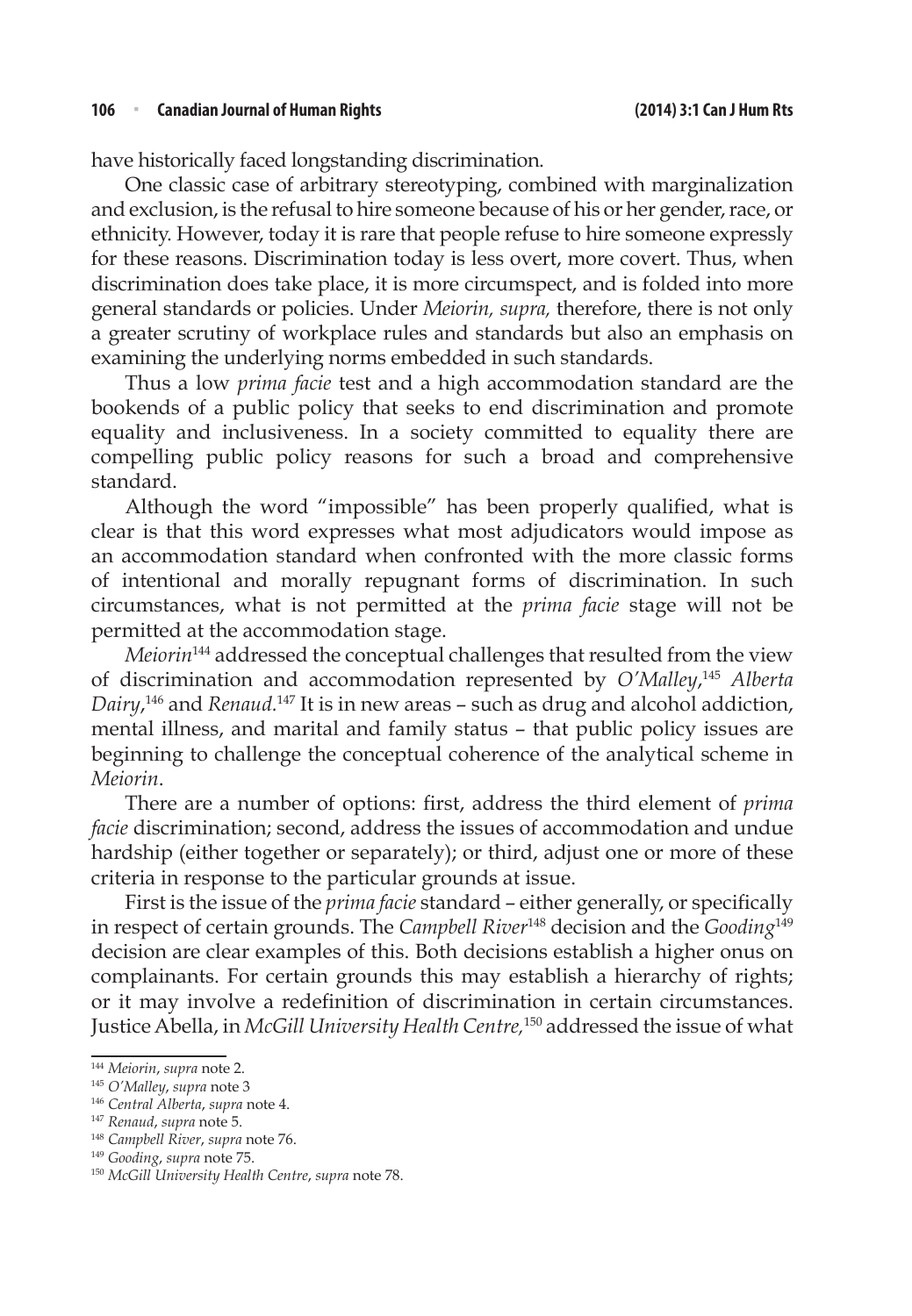have historically faced longstanding discrimination.

One classic case of arbitrary stereotyping, combined with marginalization and exclusion, is the refusal to hire someone because of his or her gender, race, or ethnicity. However, today it is rare that people refuse to hire someone expressly for these reasons. Discrimination today is less overt, more covert. Thus, when discrimination does take place, it is more circumspect, and is folded into more general standards or policies. Under *Meiorin, supra,* therefore, there is not only a greater scrutiny of workplace rules and standards but also an emphasis on examining the underlying norms embedded in such standards.

Thus a low *prima facie* test and a high accommodation standard are the bookends of a public policy that seeks to end discrimination and promote equality and inclusiveness. In a society committed to equality there are compelling public policy reasons for such a broad and comprehensive standard.

Although the word "impossible" has been properly qualified, what is clear is that this word expresses what most adjudicators would impose as an accommodation standard when confronted with the more classic forms of intentional and morally repugnant forms of discrimination. In such circumstances, what is not permitted at the *prima facie* stage will not be permitted at the accommodation stage.

*Meiorin*[144] addressed the conceptual challenges that resulted from the view of discrimination and accommodation represented by *O'Malley*,[145] *Alberta Dairy*,[146] and *Renaud*.[147] It is in new areas – such as drug and alcohol addiction, mental illness, and marital and family status – that public policy issues are beginning to challenge the conceptual coherence of the analytical scheme in *Meiorin*.

There are a number of options: first, address the third element of *prima facie* discrimination; second, address the issues of accommodation and undue hardship (either together or separately); or third, adjust one or more of these criteria in response to the particular grounds at issue.

First is the issue of the *prima facie* standard – either generally, or specifically in respect of certain grounds. The *Campbell River*[148] decision and the *Gooding*[149] decision are clear examples of this. Both decisions establish a higher onus on complainants. For certain grounds this may establish a hierarchy of rights; or it may involve a redefinition of discrimination in certain circumstances. Justice Abella, in *McGill University Health Centre*,[150] addressed the issue of what

---

[144] *Meiorin*, *supra* note 2.

[145] *O'Malley*, *supra* note 3

[146] *Central Alberta*, *supra* note 4.

[147] *Renaud*, *supra* note 5.

[148] *Campbell River*, *supra* note 76.

[149] *Gooding*, *supra* note 75.

[150] *McGill University Health Centre*, *supra* note 78.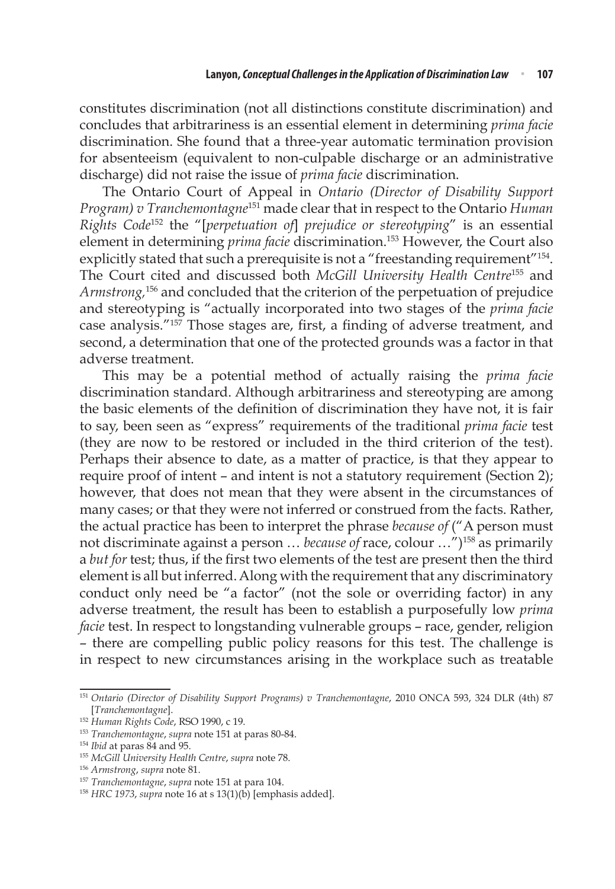constitutes discrimination (not all distinctions constitute discrimination) and concludes that arbitrariness is an essential element in determining *prima facie* discrimination. She found that a three-year automatic termination provision for absenteeism (equivalent to non-culpable discharge or an administrative discharge) did not raise the issue of *prima facie* discrimination.

The Ontario Court of Appeal in *Ontario (Director of Disability Support Program) v Tranchemontagne*[151] made clear that in respect to the Ontario *Human Rights Code*[152] the "[*perpetuation of*] *prejudice or stereotyping*" is an essential element in determining *prima facie* discrimination.[153] However, the Court also explicitly stated that such a prerequisite is not a "freestanding requirement"[154]. The Court cited and discussed both *McGill University Health Centre*[155] and *Armstrong,*[156] and concluded that the criterion of the perpetuation of prejudice and stereotyping is "actually incorporated into two stages of the *prima facie* case analysis."[157] Those stages are, first, a finding of adverse treatment, and second, a determination that one of the protected grounds was a factor in that adverse treatment.

This may be a potential method of actually raising the *prima facie* discrimination standard. Although arbitrariness and stereotyping are among the basic elements of the definition of discrimination they have not, it is fair to say, been seen as "express" requirements of the traditional *prima facie* test (they are now to be restored or included in the third criterion of the test). Perhaps their absence to date, as a matter of practice, is that they appear to require proof of intent – and intent is not a statutory requirement (Section 2); however, that does not mean that they were absent in the circumstances of many cases; or that they were not inferred or construed from the facts. Rather, the actual practice has been to interpret the phrase *because of* ("A person must not discriminate against a person … *because of* race, colour …")[158] as primarily a *but for* test; thus, if the first two elements of the test are present then the third element is all but inferred. Along with the requirement that any discriminatory conduct only need be "a factor" (not the sole or overriding factor) in any adverse treatment, the result has been to establish a purposefully low *prima facie* test. In respect to longstanding vulnerable groups – race, gender, religion – there are compelling public policy reasons for this test. The challenge is in respect to new circumstances arising in the workplace such as treatable

---

[151] *Ontario (Director of Disability Support Programs) v Tranchemontagne*, 2010 ONCA 593, 324 DLR (4th) 87 [*Tranchemontagne*].

[152] *Human Rights Code*, RSO 1990, c 19.

[153] *Tranchemontagne*, *supra* note 151 at paras 80-84.

[154] *Ibid* at paras 84 and 95.

[155] *McGill University Health Centre*, *supra* note 78.

[156] *Armstrong*, *supra* note 81.

[157] *Tranchemontagne*, *supra* note 151 at para 104.

[158] *HRC 1973*, *supra* note 16 at s 13(1)(b) [emphasis added].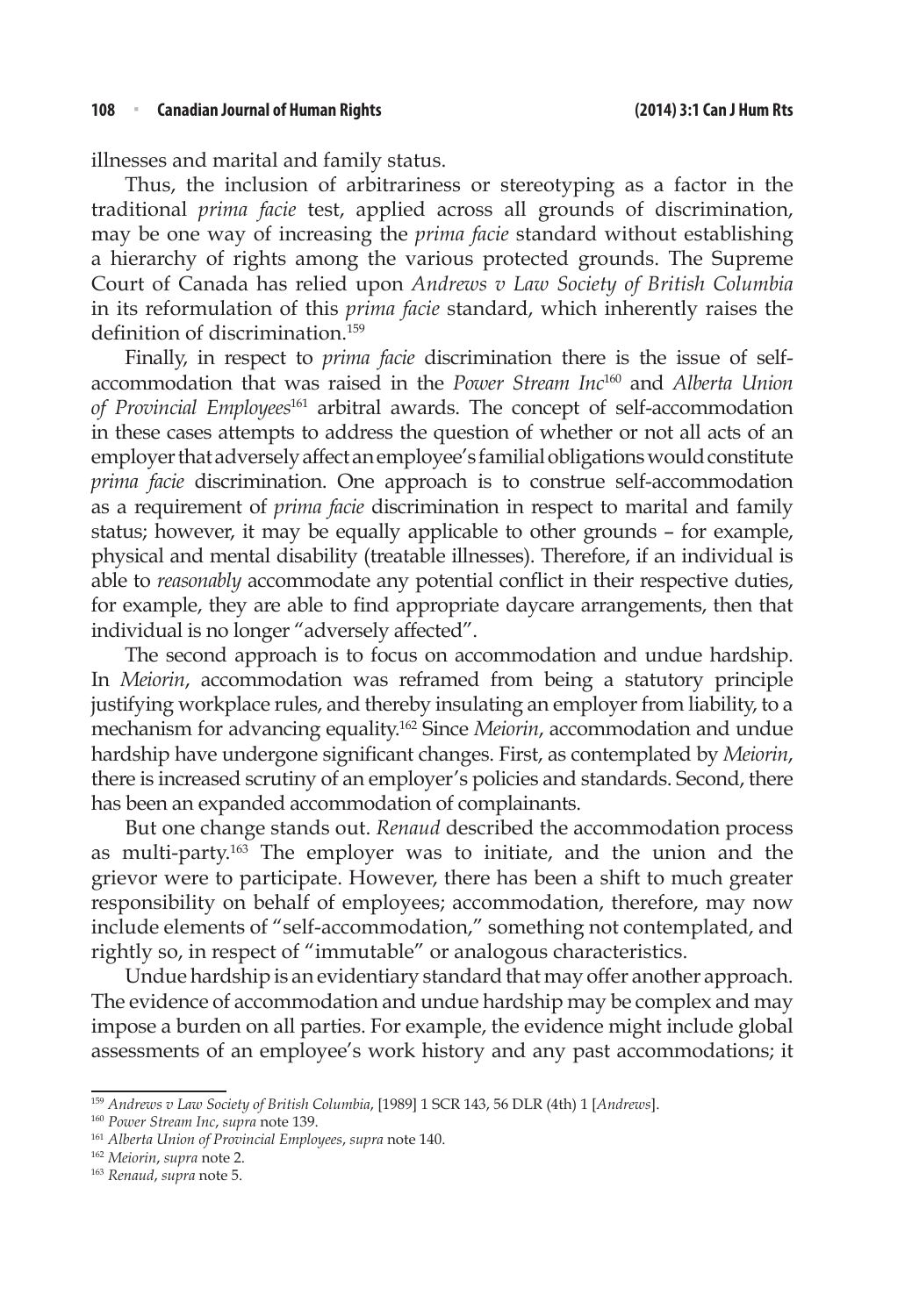illnesses and marital and family status.

Thus, the inclusion of arbitrariness or stereotyping as a factor in the traditional *prima facie* test, applied across all grounds of discrimination, may be one way of increasing the *prima facie* standard without establishing a hierarchy of rights among the various protected grounds. The Supreme Court of Canada has relied upon *Andrews v Law Society of British Columbia* in its reformulation of this *prima facie* standard, which inherently raises the definition of discrimination.[159]

Finally, in respect to *prima facie* discrimination there is the issue of self-accommodation that was raised in the *Power Stream Inc*[160] and *Alberta Union of Provincial Employees*[161] arbitral awards. The concept of self-accommodation in these cases attempts to address the question of whether or not all acts of an employer that adversely affect an employee's familial obligations would constitute *prima facie* discrimination. One approach is to construe self-accommodation as a requirement of *prima facie* discrimination in respect to marital and family status; however, it may be equally applicable to other grounds – for example, physical and mental disability (treatable illnesses). Therefore, if an individual is able to *reasonably* accommodate any potential conflict in their respective duties, for example, they are able to find appropriate daycare arrangements, then that individual is no longer "adversely affected".

The second approach is to focus on accommodation and undue hardship. In *Meiorin*, accommodation was reframed from being a statutory principle justifying workplace rules, and thereby insulating an employer from liability, to a mechanism for advancing equality.[162] Since *Meiorin*, accommodation and undue hardship have undergone significant changes. First, as contemplated by *Meiorin*, there is increased scrutiny of an employer's policies and standards. Second, there has been an expanded accommodation of complainants.

But one change stands out. *Renaud* described the accommodation process as multi-party.[163] The employer was to initiate, and the union and the grievor were to participate. However, there has been a shift to much greater responsibility on behalf of employees; accommodation, therefore, may now include elements of "self-accommodation," something not contemplated, and rightly so, in respect of "immutable" or analogous characteristics.

Undue hardship is an evidentiary standard that may offer another approach. The evidence of accommodation and undue hardship may be complex and may impose a burden on all parties. For example, the evidence might include global assessments of an employee's work history and any past accommodations; it

---

[159] *Andrews v Law Society of British Columbia*, [1989] 1 SCR 143, 56 DLR (4th) 1 [*Andrews*].

[160] *Power Stream Inc*, *supra* note 139.

[161] *Alberta Union of Provincial Employees*, *supra* note 140.

[162] *Meiorin*, *supra* note 2.

[163] *Renaud*, *supra* note 5.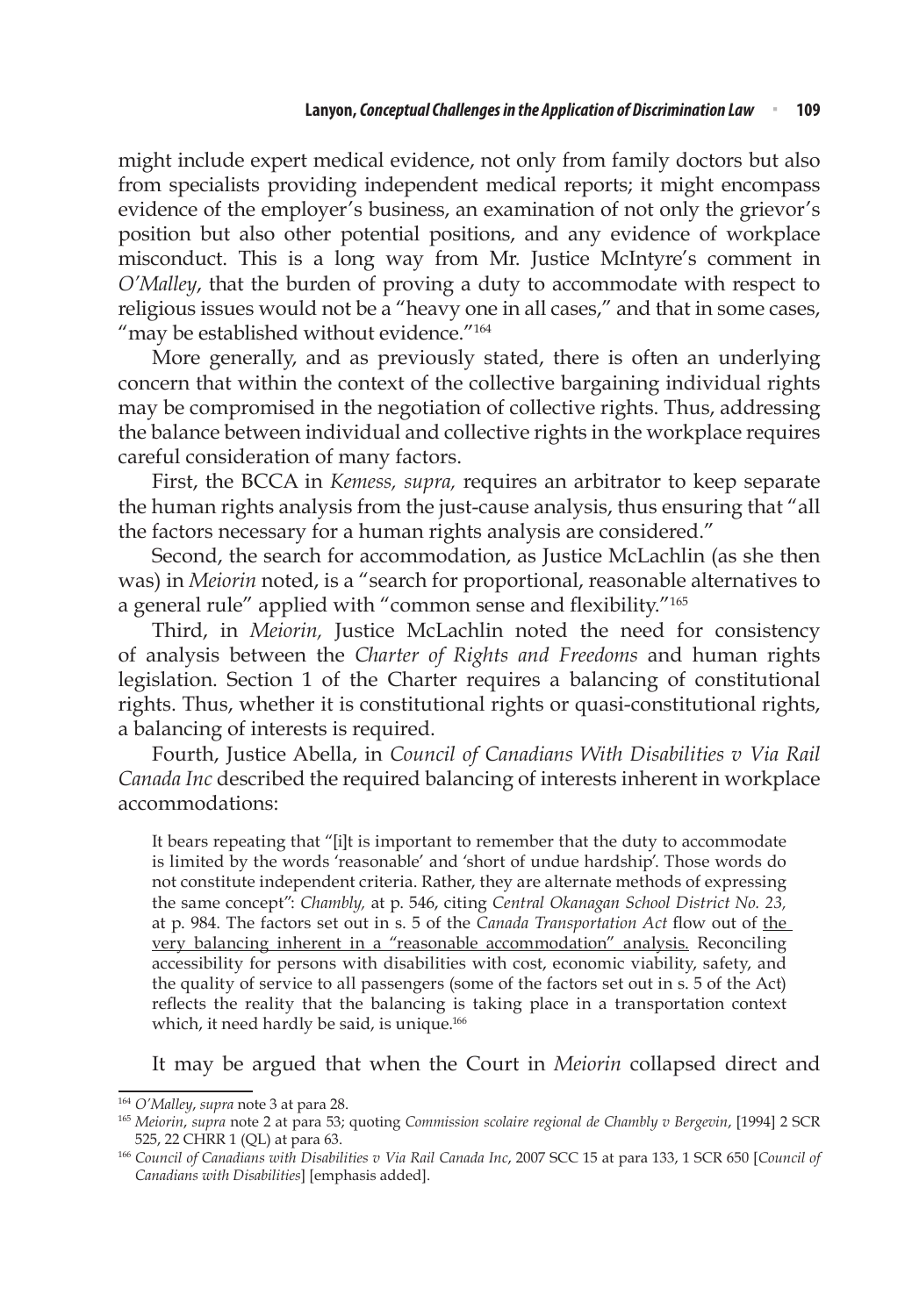might include expert medical evidence, not only from family doctors but also from specialists providing independent medical reports; it might encompass evidence of the employer's business, an examination of not only the grievor's position but also other potential positions, and any evidence of workplace misconduct. This is a long way from Mr. Justice McIntyre's comment in *O'Malley*, that the burden of proving a duty to accommodate with respect to religious issues would not be a "heavy one in all cases," and that in some cases, "may be established without evidence."[164]

More generally, and as previously stated, there is often an underlying concern that within the context of the collective bargaining individual rights may be compromised in the negotiation of collective rights. Thus, addressing the balance between individual and collective rights in the workplace requires careful consideration of many factors.

First, the BCCA in *Kemess, supra,* requires an arbitrator to keep separate the human rights analysis from the just-cause analysis, thus ensuring that "all the factors necessary for a human rights analysis are considered."

Second, the search for accommodation, as Justice McLachlin (as she then was) in *Meiorin* noted, is a "search for proportional, reasonable alternatives to a general rule" applied with "common sense and flexibility."[165]

Third, in *Meiorin,* Justice McLachlin noted the need for consistency of analysis between the *Charter of Rights and Freedoms* and human rights legislation. Section 1 of the Charter requires a balancing of constitutional rights. Thus, whether it is constitutional rights or quasi-constitutional rights, a balancing of interests is required.

Fourth, Justice Abella, in *Council of Canadians With Disabilities v Via Rail Canada Inc* described the required balancing of interests inherent in workplace accommodations:

> It bears repeating that "[i]t is important to remember that the duty to accommodate is limited by the words 'reasonable' and 'short of undue hardship'. Those words do not constitute independent criteria. Rather, they are alternate methods of expressing the same concept": *Chambly,* at p. 546, citing *Central Okanagan School District No. 23,* at p. 984. The factors set out in s. 5 of the *Canada Transportation Act* flow out of <u>the very balancing inherent in a "reasonable accommodation" analysis.</u> Reconciling accessibility for persons with disabilities with cost, economic viability, safety, and the quality of service to all passengers (some of the factors set out in s. 5 of the Act) reflects the reality that the balancing is taking place in a transportation context which, it need hardly be said, is unique.[166]

It may be argued that when the Court in *Meiorin* collapsed direct and

---

[164] *O'Malley*, *supra* note 3 at para 28.

[165] *Meiorin*, *supra* note 2 at para 53; quoting *Commission scolaire regional de Chambly v Bergevin*, [1994] 2 SCR 525, 22 CHRR 1 (QL) at para 63.

[166] *Council of Canadians with Disabilities v Via Rail Canada Inc*, 2007 SCC 15 at para 133, 1 SCR 650 [*Council of Canadians with Disabilities*] [emphasis added].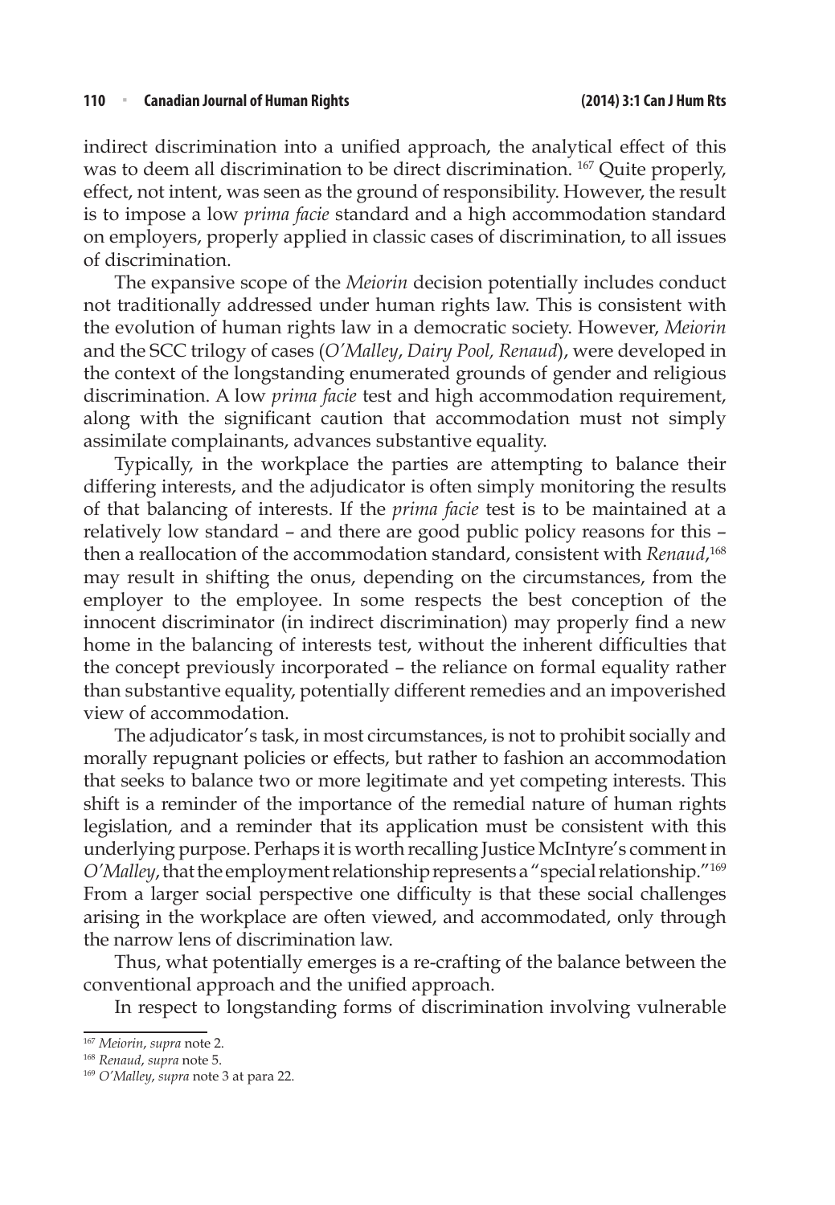indirect discrimination into a unified approach, the analytical effect of this was to deem all discrimination to be direct discrimination. [167] Quite properly, effect, not intent, was seen as the ground of responsibility. However, the result is to impose a low *prima facie* standard and a high accommodation standard on employers, properly applied in classic cases of discrimination, to all issues of discrimination.

The expansive scope of the *Meiorin* decision potentially includes conduct not traditionally addressed under human rights law. This is consistent with the evolution of human rights law in a democratic society. However, *Meiorin* and the SCC trilogy of cases (*O'Malley*, *Dairy Pool, Renaud*), were developed in the context of the longstanding enumerated grounds of gender and religious discrimination. A low *prima facie* test and high accommodation requirement, along with the significant caution that accommodation must not simply assimilate complainants, advances substantive equality.

Typically, in the workplace the parties are attempting to balance their differing interests, and the adjudicator is often simply monitoring the results of that balancing of interests. If the *prima facie* test is to be maintained at a relatively low standard – and there are good public policy reasons for this – then a reallocation of the accommodation standard, consistent with *Renaud*,[168] may result in shifting the onus, depending on the circumstances, from the employer to the employee. In some respects the best conception of the innocent discriminator (in indirect discrimination) may properly find a new home in the balancing of interests test, without the inherent difficulties that the concept previously incorporated – the reliance on formal equality rather than substantive equality, potentially different remedies and an impoverished view of accommodation.

The adjudicator's task, in most circumstances, is not to prohibit socially and morally repugnant policies or effects, but rather to fashion an accommodation that seeks to balance two or more legitimate and yet competing interests. This shift is a reminder of the importance of the remedial nature of human rights legislation, and a reminder that its application must be consistent with this underlying purpose. Perhaps it is worth recalling Justice McIntyre's comment in *O'Malley*, that the employment relationship represents a "special relationship."[169] From a larger social perspective one difficulty is that these social challenges arising in the workplace are often viewed, and accommodated, only through the narrow lens of discrimination law.

Thus, what potentially emerges is a re-crafting of the balance between the conventional approach and the unified approach.

In respect to longstanding forms of discrimination involving vulnerable

---

[167] *Meiorin*, *supra* note 2.

[168] *Renaud*, *supra* note 5.

[169] *O'Malley*, *supra* note 3 at para 22.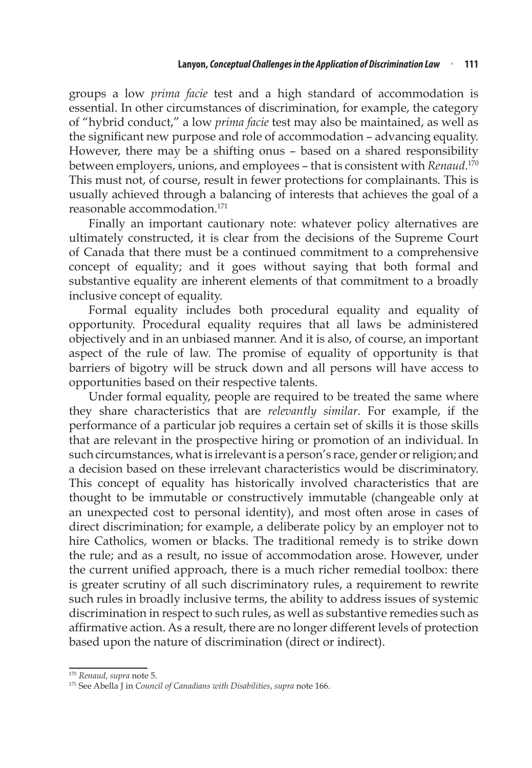groups a low *prima facie* test and a high standard of accommodation is essential. In other circumstances of discrimination, for example, the category of "hybrid conduct," a low *prima facie* test may also be maintained, as well as the significant new purpose and role of accommodation – advancing equality. However, there may be a shifting onus – based on a shared responsibility between employers, unions, and employees – that is consistent with *Renaud*.[170] This must not, of course, result in fewer protections for complainants. This is usually achieved through a balancing of interests that achieves the goal of a reasonable accommodation.[171]

Finally an important cautionary note: whatever policy alternatives are ultimately constructed, it is clear from the decisions of the Supreme Court of Canada that there must be a continued commitment to a comprehensive concept of equality; and it goes without saying that both formal and substantive equality are inherent elements of that commitment to a broadly inclusive concept of equality.

Formal equality includes both procedural equality and equality of opportunity. Procedural equality requires that all laws be administered objectively and in an unbiased manner. And it is also, of course, an important aspect of the rule of law. The promise of equality of opportunity is that barriers of bigotry will be struck down and all persons will have access to opportunities based on their respective talents.

Under formal equality, people are required to be treated the same where they share characteristics that are *relevantly similar*. For example, if the performance of a particular job requires a certain set of skills it is those skills that are relevant in the prospective hiring or promotion of an individual. In such circumstances, what is irrelevant is a person's race, gender or religion; and a decision based on these irrelevant characteristics would be discriminatory. This concept of equality has historically involved characteristics that are thought to be immutable or constructively immutable (changeable only at an unexpected cost to personal identity), and most often arose in cases of direct discrimination; for example, a deliberate policy by an employer not to hire Catholics, women or blacks. The traditional remedy is to strike down the rule; and as a result, no issue of accommodation arose. However, under the current unified approach, there is a much richer remedial toolbox: there is greater scrutiny of all such discriminatory rules, a requirement to rewrite such rules in broadly inclusive terms, the ability to address issues of systemic discrimination in respect to such rules, as well as substantive remedies such as affirmative action. As a result, there are no longer different levels of protection based upon the nature of discrimination (direct or indirect).

---

[170] *Renaud*, *supra* note 5.

[171] See Abella J in *Council of Canadians with Disabilities*, *supra* note 166.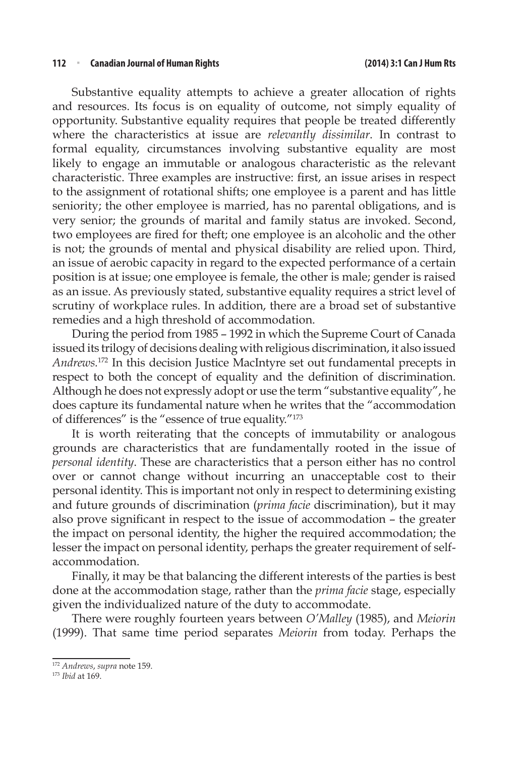Substantive equality attempts to achieve a greater allocation of rights and resources. Its focus is on equality of outcome, not simply equality of opportunity. Substantive equality requires that people be treated differently where the characteristics at issue are *relevantly dissimilar*. In contrast to formal equality, circumstances involving substantive equality are most likely to engage an immutable or analogous characteristic as the relevant characteristic. Three examples are instructive: first, an issue arises in respect to the assignment of rotational shifts; one employee is a parent and has little seniority; the other employee is married, has no parental obligations, and is very senior; the grounds of marital and family status are invoked. Second, two employees are fired for theft; one employee is an alcoholic and the other is not; the grounds of mental and physical disability are relied upon. Third, an issue of aerobic capacity in regard to the expected performance of a certain position is at issue; one employee is female, the other is male; gender is raised as an issue. As previously stated, substantive equality requires a strict level of scrutiny of workplace rules. In addition, there are a broad set of substantive remedies and a high threshold of accommodation.

During the period from 1985 – 1992 in which the Supreme Court of Canada issued its trilogy of decisions dealing with religious discrimination, it also issued *Andrews*.[172] In this decision Justice MacIntyre set out fundamental precepts in respect to both the concept of equality and the definition of discrimination. Although he does not expressly adopt or use the term "substantive equality", he does capture its fundamental nature when he writes that the "accommodation of differences" is the "essence of true equality."[173]

It is worth reiterating that the concepts of immutability or analogous grounds are characteristics that are fundamentally rooted in the issue of *personal identity*. These are characteristics that a person either has no control over or cannot change without incurring an unacceptable cost to their personal identity. This is important not only in respect to determining existing and future grounds of discrimination (*prima facie* discrimination), but it may also prove significant in respect to the issue of accommodation – the greater the impact on personal identity, the higher the required accommodation; the lesser the impact on personal identity, perhaps the greater requirement of self-accommodation.

Finally, it may be that balancing the different interests of the parties is best done at the accommodation stage, rather than the *prima facie* stage, especially given the individualized nature of the duty to accommodate.

There were roughly fourteen years between *O'Malley* (1985), and *Meiorin* (1999). That same time period separates *Meiorin* from today. Perhaps the

---

[172] *Andrews*, *supra* note 159.

[173] *Ibid* at 169.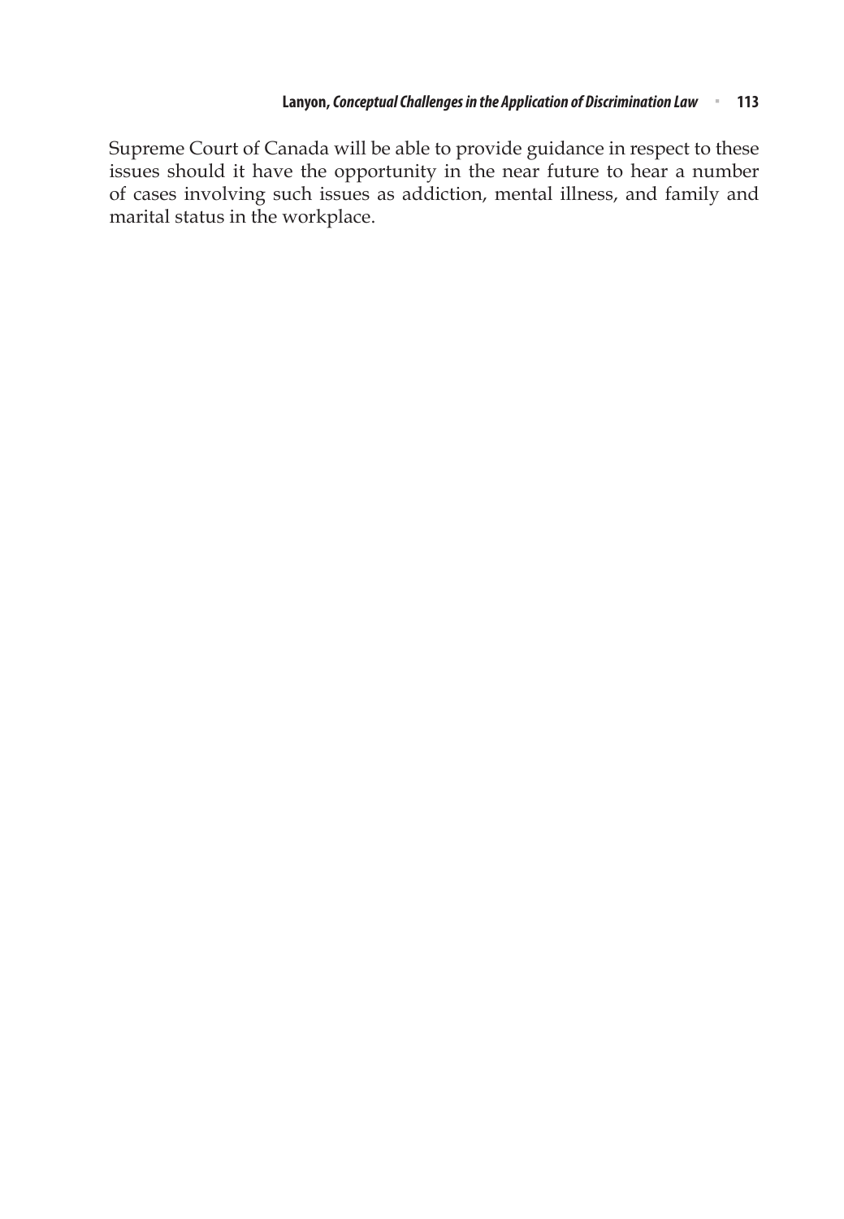Supreme Court of Canada will be able to provide guidance in respect to these issues should it have the opportunity in the near future to hear a number of cases involving such issues as addiction, mental illness, and family and marital status in the workplace.